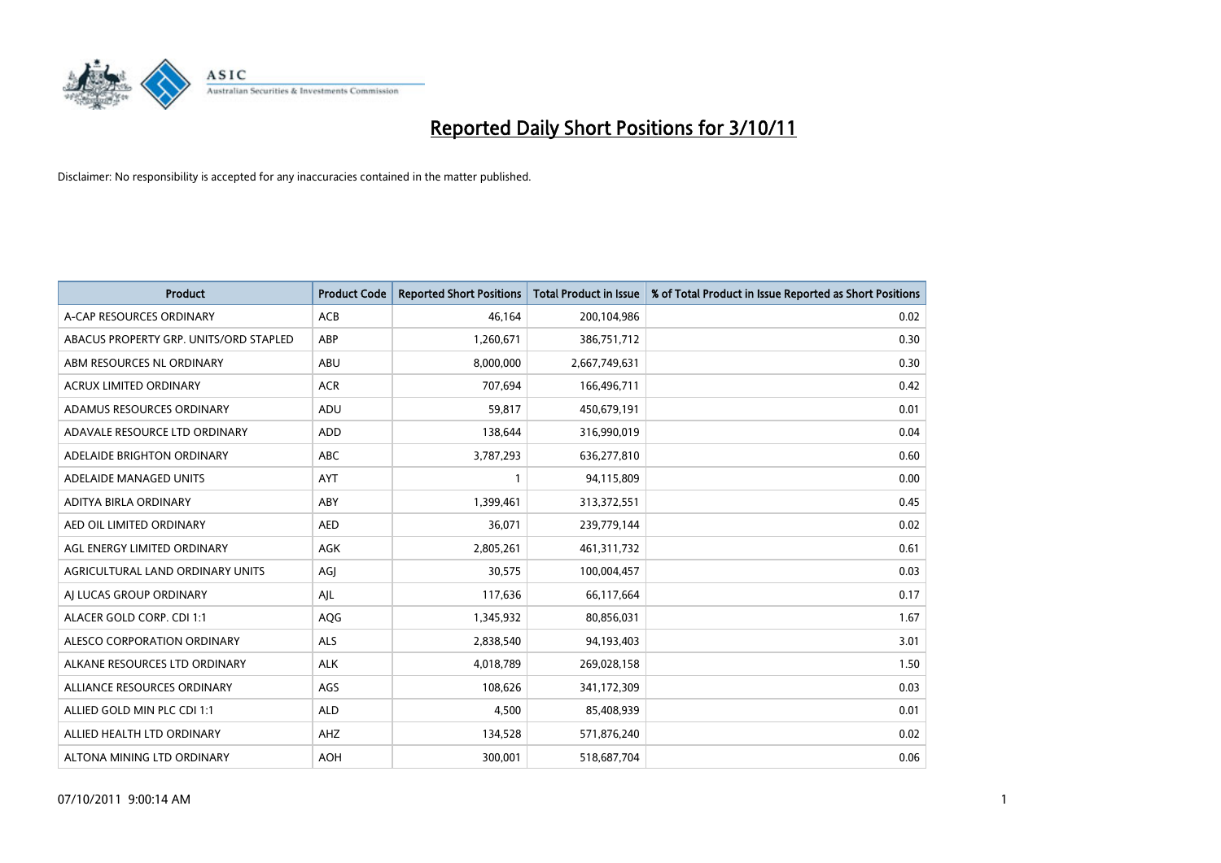# Reported Daily Short Positions for 3/10/11

Disclaimer: No responsibility is accepted for any inaccuracies contained in the matter published.

| Product | Product Code | Reported Short Positions | Total Product in Issue | % of Total Product in Issue Reported as Short Positions |
|---|---|---|---|---|
| A-CAP RESOURCES ORDINARY | ACB | 46,164 | 200,104,986 | 0.02 |
| ABACUS PROPERTY GRP. UNITS/ORD STAPLED | ABP | 1,260,671 | 386,751,712 | 0.30 |
| ABM RESOURCES NL ORDINARY | ABU | 8,000,000 | 2,667,749,631 | 0.30 |
| ACRUX LIMITED ORDINARY | ACR | 707,694 | 166,496,711 | 0.42 |
| ADAMUS RESOURCES ORDINARY | ADU | 59,817 | 450,679,191 | 0.01 |
| ADAVALE RESOURCE LTD ORDINARY | ADD | 138,644 | 316,990,019 | 0.04 |
| ADELAIDE BRIGHTON ORDINARY | ABC | 3,787,293 | 636,277,810 | 0.60 |
| ADELAIDE MANAGED UNITS | AYT | 1 | 94,115,809 | 0.00 |
| ADITYA BIRLA ORDINARY | ABY | 1,399,461 | 313,372,551 | 0.45 |
| AED OIL LIMITED ORDINARY | AED | 36,071 | 239,779,144 | 0.02 |
| AGL ENERGY LIMITED ORDINARY | AGK | 2,805,261 | 461,311,732 | 0.61 |
| AGRICULTURAL LAND ORDINARY UNITS | AGJ | 30,575 | 100,004,457 | 0.03 |
| AJ LUCAS GROUP ORDINARY | AJL | 117,636 | 66,117,664 | 0.17 |
| ALACER GOLD CORP. CDI 1:1 | AQG | 1,345,932 | 80,856,031 | 1.67 |
| ALESCO CORPORATION ORDINARY | ALS | 2,838,540 | 94,193,403 | 3.01 |
| ALKANE RESOURCES LTD ORDINARY | ALK | 4,018,789 | 269,028,158 | 1.50 |
| ALLIANCE RESOURCES ORDINARY | AGS | 108,626 | 341,172,309 | 0.03 |
| ALLIED GOLD MIN PLC CDI 1:1 | ALD | 4,500 | 85,408,939 | 0.01 |
| ALLIED HEALTH LTD ORDINARY | AHZ | 134,528 | 571,876,240 | 0.02 |
| ALTONA MINING LTD ORDINARY | AOH | 300,001 | 518,687,704 | 0.06 |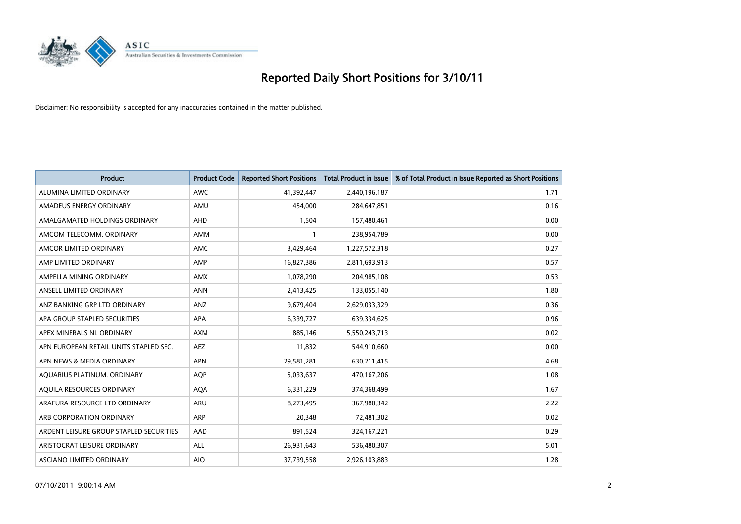# Reported Daily Short Positions for 3/10/11

Disclaimer: No responsibility is accepted for any inaccuracies contained in the matter published.

| Product | Product Code | Reported Short Positions | Total Product in Issue | % of Total Product in Issue Reported as Short Positions |
|---|---|---|---|---|
| ALUMINA LIMITED ORDINARY | AWC | 41,392,447 | 2,440,196,187 | 1.71 |
| AMADEUS ENERGY ORDINARY | AMU | 454,000 | 284,647,851 | 0.16 |
| AMALGAMATED HOLDINGS ORDINARY | AHD | 1,504 | 157,480,461 | 0.00 |
| AMCOM TELECOMM. ORDINARY | AMM | 1 | 238,954,789 | 0.00 |
| AMCOR LIMITED ORDINARY | AMC | 3,429,464 | 1,227,572,318 | 0.27 |
| AMP LIMITED ORDINARY | AMP | 16,827,386 | 2,811,693,913 | 0.57 |
| AMPELLA MINING ORDINARY | AMX | 1,078,290 | 204,985,108 | 0.53 |
| ANSELL LIMITED ORDINARY | ANN | 2,413,425 | 133,055,140 | 1.80 |
| ANZ BANKING GRP LTD ORDINARY | ANZ | 9,679,404 | 2,629,033,329 | 0.36 |
| APA GROUP STAPLED SECURITIES | APA | 6,339,727 | 639,334,625 | 0.96 |
| APEX MINERALS NL ORDINARY | AXM | 885,146 | 5,550,243,713 | 0.02 |
| APN EUROPEAN RETAIL UNITS STAPLED SEC. | AEZ | 11,832 | 544,910,660 | 0.00 |
| APN NEWS & MEDIA ORDINARY | APN | 29,581,281 | 630,211,415 | 4.68 |
| AQUARIUS PLATINUM. ORDINARY | AQP | 5,033,637 | 470,167,206 | 1.08 |
| AQUILA RESOURCES ORDINARY | AQA | 6,331,229 | 374,368,499 | 1.67 |
| ARAFURA RESOURCE LTD ORDINARY | ARU | 8,273,495 | 367,980,342 | 2.22 |
| ARB CORPORATION ORDINARY | ARP | 20,348 | 72,481,302 | 0.02 |
| ARDENT LEISURE GROUP STAPLED SECURITIES | AAD | 891,524 | 324,167,221 | 0.29 |
| ARISTOCRAT LEISURE ORDINARY | ALL | 26,931,643 | 536,480,307 | 5.01 |
| ASCIANO LIMITED ORDINARY | AIO | 37,739,558 | 2,926,103,883 | 1.28 |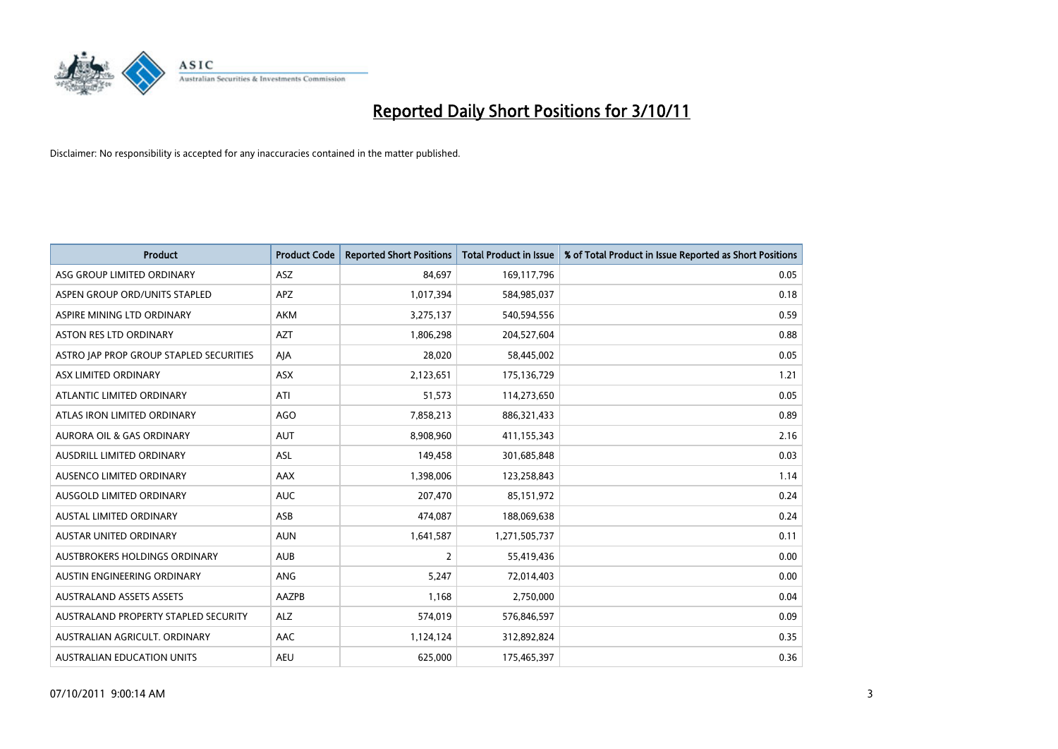# Reported Daily Short Positions for 3/10/11

Disclaimer: No responsibility is accepted for any inaccuracies contained in the matter published.

| Product | Product Code | Reported Short Positions | Total Product in Issue | % of Total Product in Issue Reported as Short Positions |
|---|---|---|---|---|
| ASG GROUP LIMITED ORDINARY | ASZ | 84,697 | 169,117,796 | 0.05 |
| ASPEN GROUP ORD/UNITS STAPLED | APZ | 1,017,394 | 584,985,037 | 0.18 |
| ASPIRE MINING LTD ORDINARY | AKM | 3,275,137 | 540,594,556 | 0.59 |
| ASTON RES LTD ORDINARY | AZT | 1,806,298 | 204,527,604 | 0.88 |
| ASTRO JAP PROP GROUP STAPLED SECURITIES | AJA | 28,020 | 58,445,002 | 0.05 |
| ASX LIMITED ORDINARY | ASX | 2,123,651 | 175,136,729 | 1.21 |
| ATLANTIC LIMITED ORDINARY | ATI | 51,573 | 114,273,650 | 0.05 |
| ATLAS IRON LIMITED ORDINARY | AGO | 7,858,213 | 886,321,433 | 0.89 |
| AURORA OIL & GAS ORDINARY | AUT | 8,908,960 | 411,155,343 | 2.16 |
| AUSDRILL LIMITED ORDINARY | ASL | 149,458 | 301,685,848 | 0.03 |
| AUSENCO LIMITED ORDINARY | AAX | 1,398,006 | 123,258,843 | 1.14 |
| AUSGOLD LIMITED ORDINARY | AUC | 207,470 | 85,151,972 | 0.24 |
| AUSTAL LIMITED ORDINARY | ASB | 474,087 | 188,069,638 | 0.24 |
| AUSTAR UNITED ORDINARY | AUN | 1,641,587 | 1,271,505,737 | 0.11 |
| AUSTBROKERS HOLDINGS ORDINARY | AUB | 2 | 55,419,436 | 0.00 |
| AUSTIN ENGINEERING ORDINARY | ANG | 5,247 | 72,014,403 | 0.00 |
| AUSTRALAND ASSETS ASSETS | AAZPB | 1,168 | 2,750,000 | 0.04 |
| AUSTRALAND PROPERTY STAPLED SECURITY | ALZ | 574,019 | 576,846,597 | 0.09 |
| AUSTRALIAN AGRICULT. ORDINARY | AAC | 1,124,124 | 312,892,824 | 0.35 |
| AUSTRALIAN EDUCATION UNITS | AEU | 625,000 | 175,465,397 | 0.36 |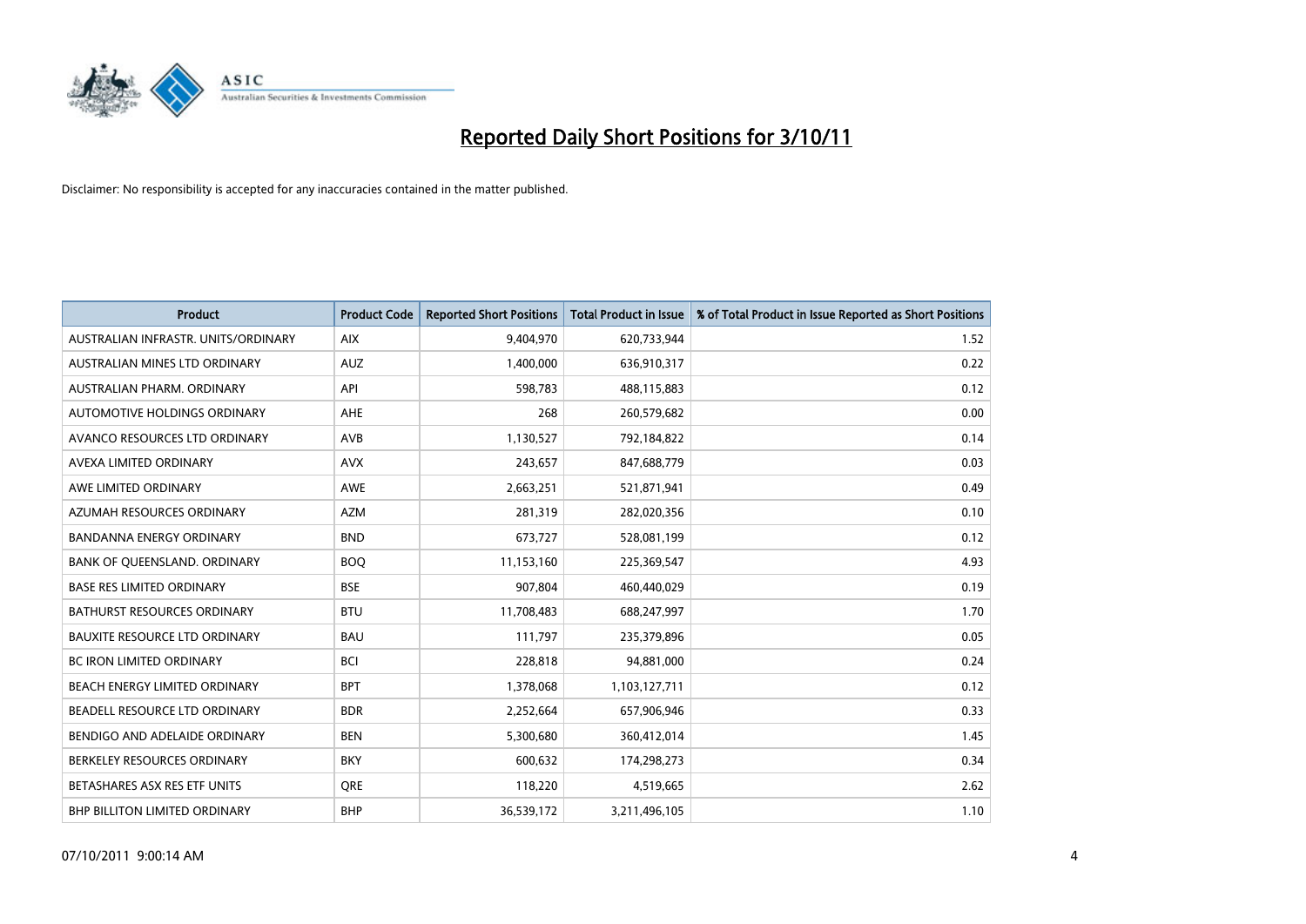# Reported Daily Short Positions for 3/10/11

Disclaimer: No responsibility is accepted for any inaccuracies contained in the matter published.

| Product | Product Code | Reported Short Positions | Total Product in Issue | % of Total Product in Issue Reported as Short Positions |
| --- | --- | --- | --- | --- |
| AUSTRALIAN INFRASTR. UNITS/ORDINARY | AIX | 9,404,970 | 620,733,944 | 1.52 |
| AUSTRALIAN MINES LTD ORDINARY | AUZ | 1,400,000 | 636,910,317 | 0.22 |
| AUSTRALIAN PHARM. ORDINARY | API | 598,783 | 488,115,883 | 0.12 |
| AUTOMOTIVE HOLDINGS ORDINARY | AHE | 268 | 260,579,682 | 0.00 |
| AVANCO RESOURCES LTD ORDINARY | AVB | 1,130,527 | 792,184,822 | 0.14 |
| AVEXA LIMITED ORDINARY | AVX | 243,657 | 847,688,779 | 0.03 |
| AWE LIMITED ORDINARY | AWE | 2,663,251 | 521,871,941 | 0.49 |
| AZUMAH RESOURCES ORDINARY | AZM | 281,319 | 282,020,356 | 0.10 |
| BANDANNA ENERGY ORDINARY | BND | 673,727 | 528,081,199 | 0.12 |
| BANK OF QUEENSLAND. ORDINARY | BOQ | 11,153,160 | 225,369,547 | 4.93 |
| BASE RES LIMITED ORDINARY | BSE | 907,804 | 460,440,029 | 0.19 |
| BATHURST RESOURCES ORDINARY | BTU | 11,708,483 | 688,247,997 | 1.70 |
| BAUXITE RESOURCE LTD ORDINARY | BAU | 111,797 | 235,379,896 | 0.05 |
| BC IRON LIMITED ORDINARY | BCI | 228,818 | 94,881,000 | 0.24 |
| BEACH ENERGY LIMITED ORDINARY | BPT | 1,378,068 | 1,103,127,711 | 0.12 |
| BEADELL RESOURCE LTD ORDINARY | BDR | 2,252,664 | 657,906,946 | 0.33 |
| BENDIGO AND ADELAIDE ORDINARY | BEN | 5,300,680 | 360,412,014 | 1.45 |
| BERKELEY RESOURCES ORDINARY | BKY | 600,632 | 174,298,273 | 0.34 |
| BETASHARES ASX RES ETF UNITS | QRE | 118,220 | 4,519,665 | 2.62 |
| BHP BILLITON LIMITED ORDINARY | BHP | 36,539,172 | 3,211,496,105 | 1.10 |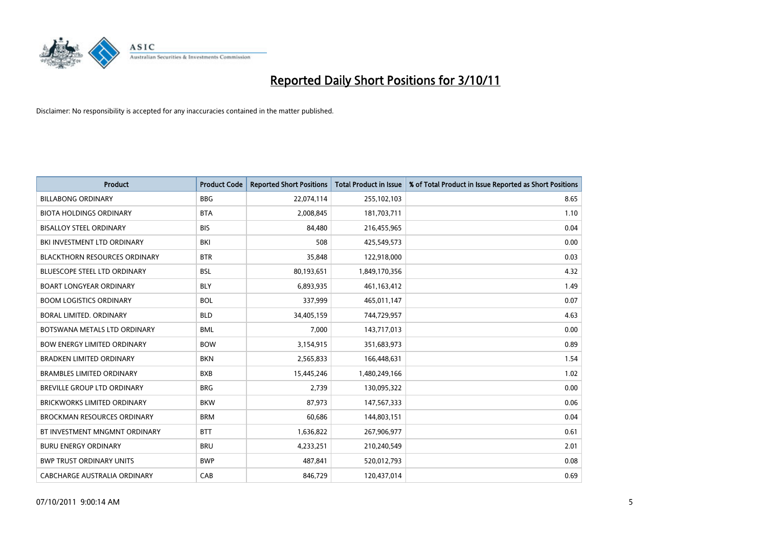# Reported Daily Short Positions for 3/10/11

Disclaimer: No responsibility is accepted for any inaccuracies contained in the matter published.

| Product | Product Code | Reported Short Positions | Total Product in Issue | % of Total Product in Issue Reported as Short Positions |
|---|---|---|---|---|
| BILLABONG ORDINARY | BBG | 22,074,114 | 255,102,103 | 8.65 |
| BIOTA HOLDINGS ORDINARY | BTA | 2,008,845 | 181,703,711 | 1.10 |
| BISALLOY STEEL ORDINARY | BIS | 84,480 | 216,455,965 | 0.04 |
| BKI INVESTMENT LTD ORDINARY | BKI | 508 | 425,549,573 | 0.00 |
| BLACKTHORN RESOURCES ORDINARY | BTR | 35,848 | 122,918,000 | 0.03 |
| BLUESCOPE STEEL LTD ORDINARY | BSL | 80,193,651 | 1,849,170,356 | 4.32 |
| BOART LONGYEAR ORDINARY | BLY | 6,893,935 | 461,163,412 | 1.49 |
| BOOM LOGISTICS ORDINARY | BOL | 337,999 | 465,011,147 | 0.07 |
| BORAL LIMITED. ORDINARY | BLD | 34,405,159 | 744,729,957 | 4.63 |
| BOTSWANA METALS LTD ORDINARY | BML | 7,000 | 143,717,013 | 0.00 |
| BOW ENERGY LIMITED ORDINARY | BOW | 3,154,915 | 351,683,973 | 0.89 |
| BRADKEN LIMITED ORDINARY | BKN | 2,565,833 | 166,448,631 | 1.54 |
| BRAMBLES LIMITED ORDINARY | BXB | 15,445,246 | 1,480,249,166 | 1.02 |
| BREVILLE GROUP LTD ORDINARY | BRG | 2,739 | 130,095,322 | 0.00 |
| BRICKWORKS LIMITED ORDINARY | BKW | 87,973 | 147,567,333 | 0.06 |
| BROCKMAN RESOURCES ORDINARY | BRM | 60,686 | 144,803,151 | 0.04 |
| BT INVESTMENT MNGMNT ORDINARY | BTT | 1,636,822 | 267,906,977 | 0.61 |
| BURU ENERGY ORDINARY | BRU | 4,233,251 | 210,240,549 | 2.01 |
| BWP TRUST ORDINARY UNITS | BWP | 487,841 | 520,012,793 | 0.08 |
| CABCHARGE AUSTRALIA ORDINARY | CAB | 846,729 | 120,437,014 | 0.69 |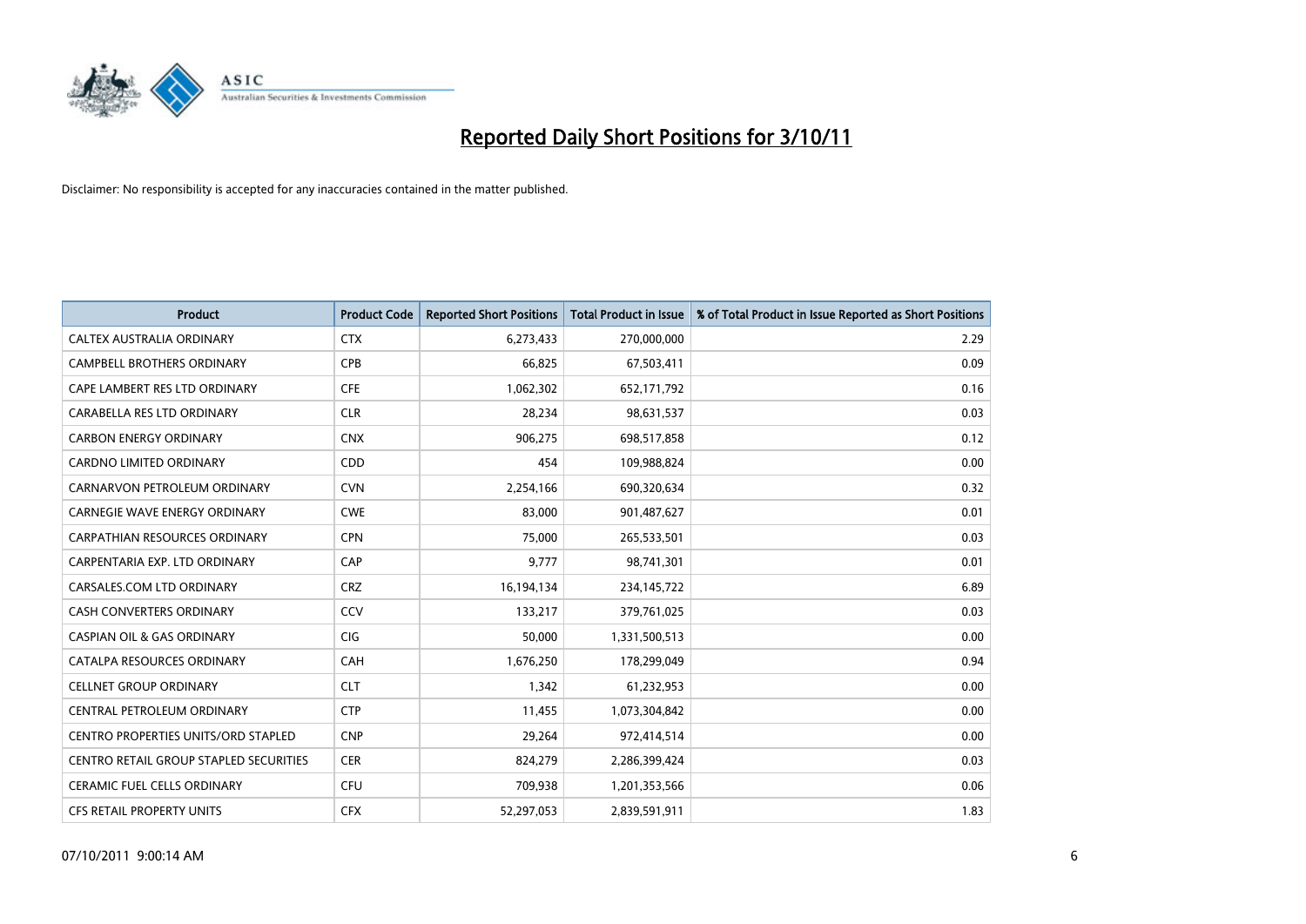# Reported Daily Short Positions for 3/10/11

Disclaimer: No responsibility is accepted for any inaccuracies contained in the matter published.

| Product | Product Code | Reported Short Positions | Total Product in Issue | % of Total Product in Issue Reported as Short Positions |
|---|---|---|---|---|
| CALTEX AUSTRALIA ORDINARY | CTX | 6,273,433 | 270,000,000 | 2.29 |
| CAMPBELL BROTHERS ORDINARY | CPB | 66,825 | 67,503,411 | 0.09 |
| CAPE LAMBERT RES LTD ORDINARY | CFE | 1,062,302 | 652,171,792 | 0.16 |
| CARABELLA RES LTD ORDINARY | CLR | 28,234 | 98,631,537 | 0.03 |
| CARBON ENERGY ORDINARY | CNX | 906,275 | 698,517,858 | 0.12 |
| CARDNO LIMITED ORDINARY | CDD | 454 | 109,988,824 | 0.00 |
| CARNARVON PETROLEUM ORDINARY | CVN | 2,254,166 | 690,320,634 | 0.32 |
| CARNEGIE WAVE ENERGY ORDINARY | CWE | 83,000 | 901,487,627 | 0.01 |
| CARPATHIAN RESOURCES ORDINARY | CPN | 75,000 | 265,533,501 | 0.03 |
| CARPENTARIA EXP. LTD ORDINARY | CAP | 9,777 | 98,741,301 | 0.01 |
| CARSALES.COM LTD ORDINARY | CRZ | 16,194,134 | 234,145,722 | 6.89 |
| CASH CONVERTERS ORDINARY | CCV | 133,217 | 379,761,025 | 0.03 |
| CASPIAN OIL & GAS ORDINARY | CIG | 50,000 | 1,331,500,513 | 0.00 |
| CATALPA RESOURCES ORDINARY | CAH | 1,676,250 | 178,299,049 | 0.94 |
| CELLNET GROUP ORDINARY | CLT | 1,342 | 61,232,953 | 0.00 |
| CENTRAL PETROLEUM ORDINARY | CTP | 11,455 | 1,073,304,842 | 0.00 |
| CENTRO PROPERTIES UNITS/ORD STAPLED | CNP | 29,264 | 972,414,514 | 0.00 |
| CENTRO RETAIL GROUP STAPLED SECURITIES | CER | 824,279 | 2,286,399,424 | 0.03 |
| CERAMIC FUEL CELLS ORDINARY | CFU | 709,938 | 1,201,353,566 | 0.06 |
| CFS RETAIL PROPERTY UNITS | CFX | 52,297,053 | 2,839,591,911 | 1.83 |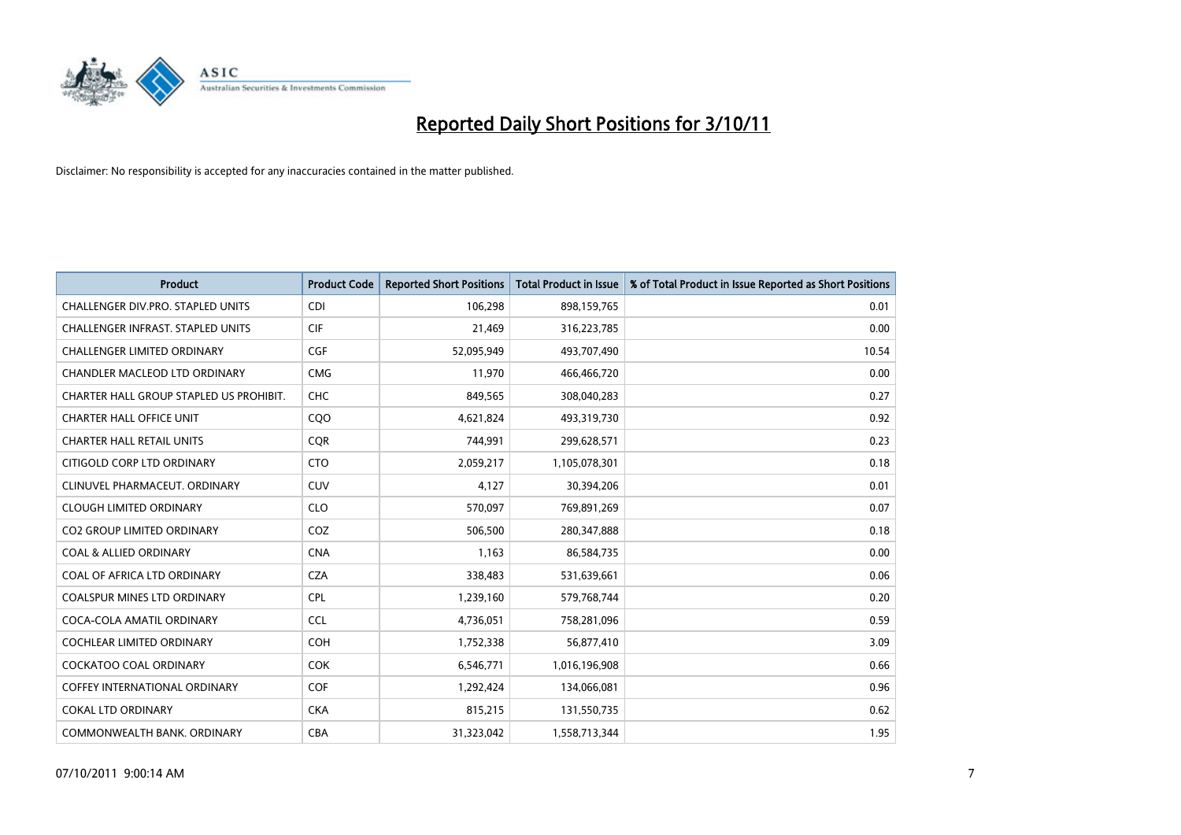# Reported Daily Short Positions for 3/10/11

Disclaimer: No responsibility is accepted for any inaccuracies contained in the matter published.

| Product | Product Code | Reported Short Positions | Total Product in Issue | % of Total Product in Issue Reported as Short Positions |
|---|---|---|---|---|
| CHALLENGER DIV.PRO. STAPLED UNITS | CDI | 106,298 | 898,159,765 | 0.01 |
| CHALLENGER INFRAST. STAPLED UNITS | CIF | 21,469 | 316,223,785 | 0.00 |
| CHALLENGER LIMITED ORDINARY | CGF | 52,095,949 | 493,707,490 | 10.54 |
| CHANDLER MACLEOD LTD ORDINARY | CMG | 11,970 | 466,466,720 | 0.00 |
| CHARTER HALL GROUP STAPLED US PROHIBIT. | CHC | 849,565 | 308,040,283 | 0.27 |
| CHARTER HALL OFFICE UNIT | CQO | 4,621,824 | 493,319,730 | 0.92 |
| CHARTER HALL RETAIL UNITS | CQR | 744,991 | 299,628,571 | 0.23 |
| CITIGOLD CORP LTD ORDINARY | CTO | 2,059,217 | 1,105,078,301 | 0.18 |
| CLINUVEL PHARMACEUT. ORDINARY | CUV | 4,127 | 30,394,206 | 0.01 |
| CLOUGH LIMITED ORDINARY | CLO | 570,097 | 769,891,269 | 0.07 |
| CO2 GROUP LIMITED ORDINARY | COZ | 506,500 | 280,347,888 | 0.18 |
| COAL & ALLIED ORDINARY | CNA | 1,163 | 86,584,735 | 0.00 |
| COAL OF AFRICA LTD ORDINARY | CZA | 338,483 | 531,639,661 | 0.06 |
| COALSPUR MINES LTD ORDINARY | CPL | 1,239,160 | 579,768,744 | 0.20 |
| COCA-COLA AMATIL ORDINARY | CCL | 4,736,051 | 758,281,096 | 0.59 |
| COCHLEAR LIMITED ORDINARY | COH | 1,752,338 | 56,877,410 | 3.09 |
| COCKATOO COAL ORDINARY | COK | 6,546,771 | 1,016,196,908 | 0.66 |
| COFFEY INTERNATIONAL ORDINARY | COF | 1,292,424 | 134,066,081 | 0.96 |
| COKAL LTD ORDINARY | CKA | 815,215 | 131,550,735 | 0.62 |
| COMMONWEALTH BANK. ORDINARY | CBA | 31,323,042 | 1,558,713,344 | 1.95 |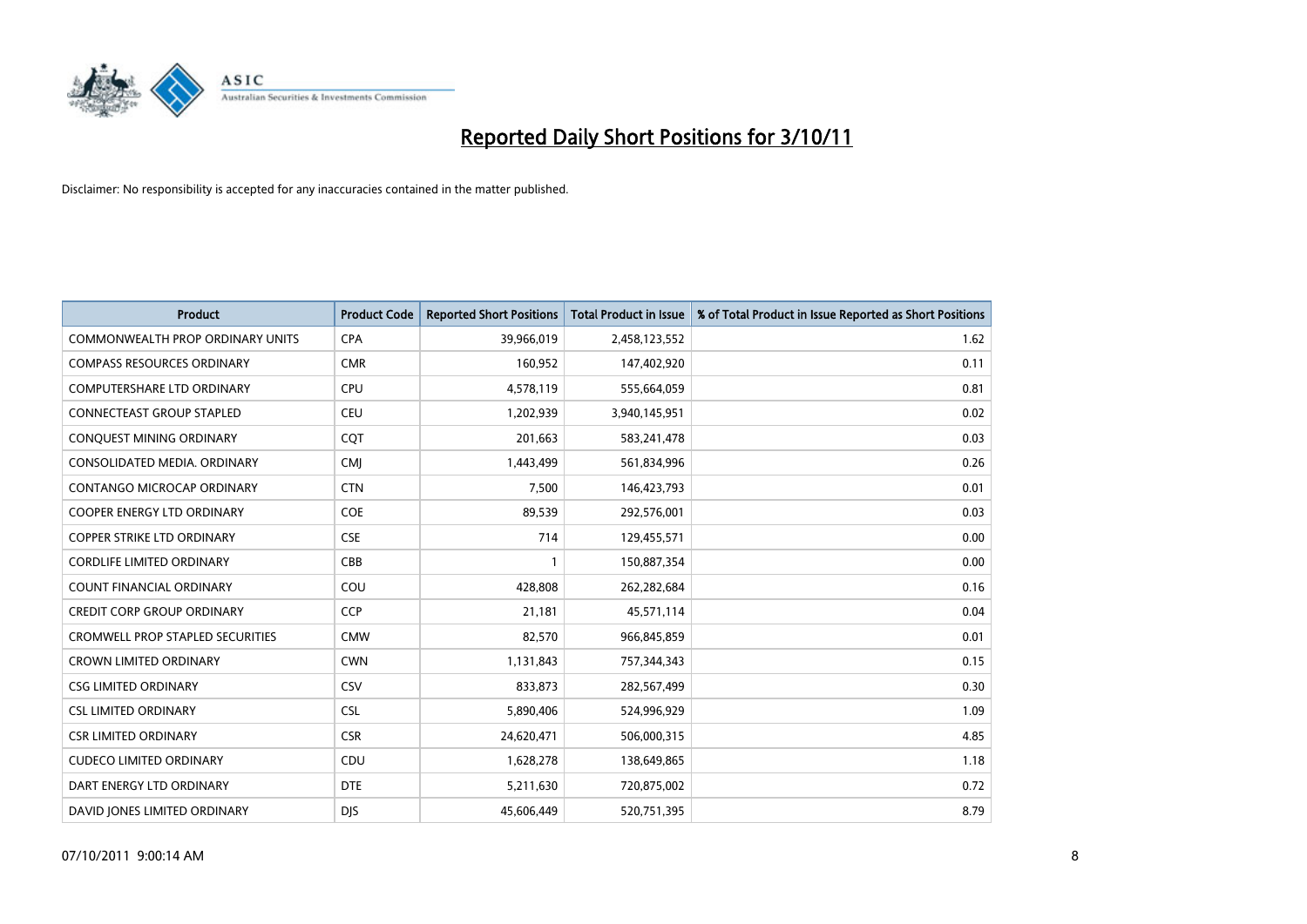# Reported Daily Short Positions for 3/10/11

Disclaimer: No responsibility is accepted for any inaccuracies contained in the matter published.

| Product | Product Code | Reported Short Positions | Total Product in Issue | % of Total Product in Issue Reported as Short Positions |
|---|---|---|---|---|
| COMMONWEALTH PROP ORDINARY UNITS | CPA | 39,966,019 | 2,458,123,552 | 1.62 |
| COMPASS RESOURCES ORDINARY | CMR | 160,952 | 147,402,920 | 0.11 |
| COMPUTERSHARE LTD ORDINARY | CPU | 4,578,119 | 555,664,059 | 0.81 |
| CONNECTEAST GROUP STAPLED | CEU | 1,202,939 | 3,940,145,951 | 0.02 |
| CONQUEST MINING ORDINARY | CQT | 201,663 | 583,241,478 | 0.03 |
| CONSOLIDATED MEDIA. ORDINARY | CMJ | 1,443,499 | 561,834,996 | 0.26 |
| CONTANGO MICROCAP ORDINARY | CTN | 7,500 | 146,423,793 | 0.01 |
| COOPER ENERGY LTD ORDINARY | COE | 89,539 | 292,576,001 | 0.03 |
| COPPER STRIKE LTD ORDINARY | CSE | 714 | 129,455,571 | 0.00 |
| CORDLIFE LIMITED ORDINARY | CBB | 1 | 150,887,354 | 0.00 |
| COUNT FINANCIAL ORDINARY | COU | 428,808 | 262,282,684 | 0.16 |
| CREDIT CORP GROUP ORDINARY | CCP | 21,181 | 45,571,114 | 0.04 |
| CROMWELL PROP STAPLED SECURITIES | CMW | 82,570 | 966,845,859 | 0.01 |
| CROWN LIMITED ORDINARY | CWN | 1,131,843 | 757,344,343 | 0.15 |
| CSG LIMITED ORDINARY | CSV | 833,873 | 282,567,499 | 0.30 |
| CSL LIMITED ORDINARY | CSL | 5,890,406 | 524,996,929 | 1.09 |
| CSR LIMITED ORDINARY | CSR | 24,620,471 | 506,000,315 | 4.85 |
| CUDECO LIMITED ORDINARY | CDU | 1,628,278 | 138,649,865 | 1.18 |
| DART ENERGY LTD ORDINARY | DTE | 5,211,630 | 720,875,002 | 0.72 |
| DAVID JONES LIMITED ORDINARY | DJS | 45,606,449 | 520,751,395 | 8.79 |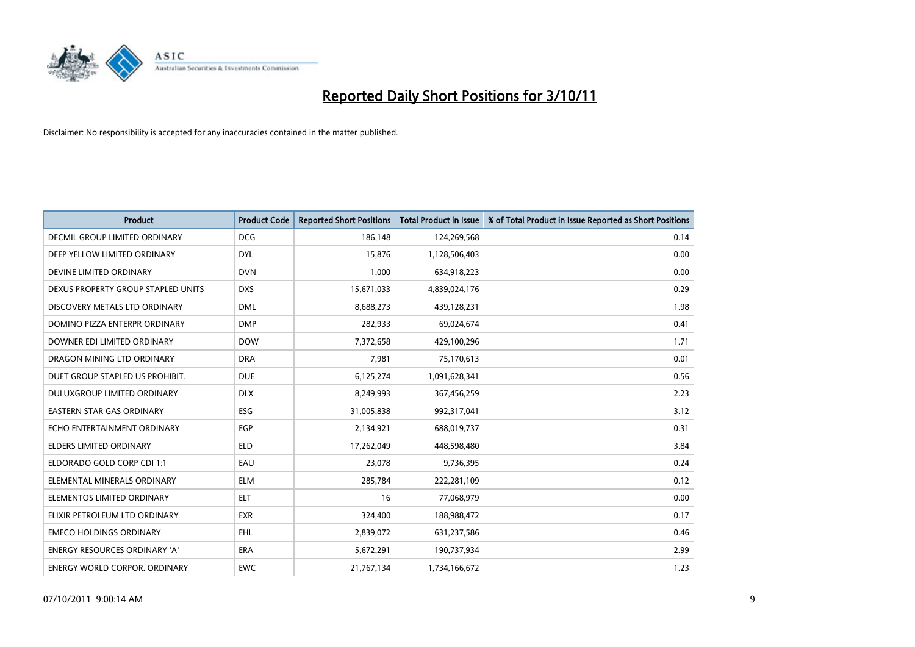# Reported Daily Short Positions for 3/10/11

Disclaimer: No responsibility is accepted for any inaccuracies contained in the matter published.

| Product | Product Code | Reported Short Positions | Total Product in Issue | % of Total Product in Issue Reported as Short Positions |
|---|---|---|---|---|
| DECMIL GROUP LIMITED ORDINARY | DCG | 186,148 | 124,269,568 | 0.14 |
| DEEP YELLOW LIMITED ORDINARY | DYL | 15,876 | 1,128,506,403 | 0.00 |
| DEVINE LIMITED ORDINARY | DVN | 1,000 | 634,918,223 | 0.00 |
| DEXUS PROPERTY GROUP STAPLED UNITS | DXS | 15,671,033 | 4,839,024,176 | 0.29 |
| DISCOVERY METALS LTD ORDINARY | DML | 8,688,273 | 439,128,231 | 1.98 |
| DOMINO PIZZA ENTERPR ORDINARY | DMP | 282,933 | 69,024,674 | 0.41 |
| DOWNER EDI LIMITED ORDINARY | DOW | 7,372,658 | 429,100,296 | 1.71 |
| DRAGON MINING LTD ORDINARY | DRA | 7,981 | 75,170,613 | 0.01 |
| DUET GROUP STAPLED US PROHIBIT. | DUE | 6,125,274 | 1,091,628,341 | 0.56 |
| DULUXGROUP LIMITED ORDINARY | DLX | 8,249,993 | 367,456,259 | 2.23 |
| EASTERN STAR GAS ORDINARY | ESG | 31,005,838 | 992,317,041 | 3.12 |
| ECHO ENTERTAINMENT ORDINARY | EGP | 2,134,921 | 688,019,737 | 0.31 |
| ELDERS LIMITED ORDINARY | ELD | 17,262,049 | 448,598,480 | 3.84 |
| ELDORADO GOLD CORP CDI 1:1 | EAU | 23,078 | 9,736,395 | 0.24 |
| ELEMENTAL MINERALS ORDINARY | ELM | 285,784 | 222,281,109 | 0.12 |
| ELEMENTOS LIMITED ORDINARY | ELT | 16 | 77,068,979 | 0.00 |
| ELIXIR PETROLEUM LTD ORDINARY | EXR | 324,400 | 188,988,472 | 0.17 |
| EMECO HOLDINGS ORDINARY | EHL | 2,839,072 | 631,237,586 | 0.46 |
| ENERGY RESOURCES ORDINARY 'A' | ERA | 5,672,291 | 190,737,934 | 2.99 |
| ENERGY WORLD CORPOR. ORDINARY | EWC | 21,767,134 | 1,734,166,672 | 1.23 |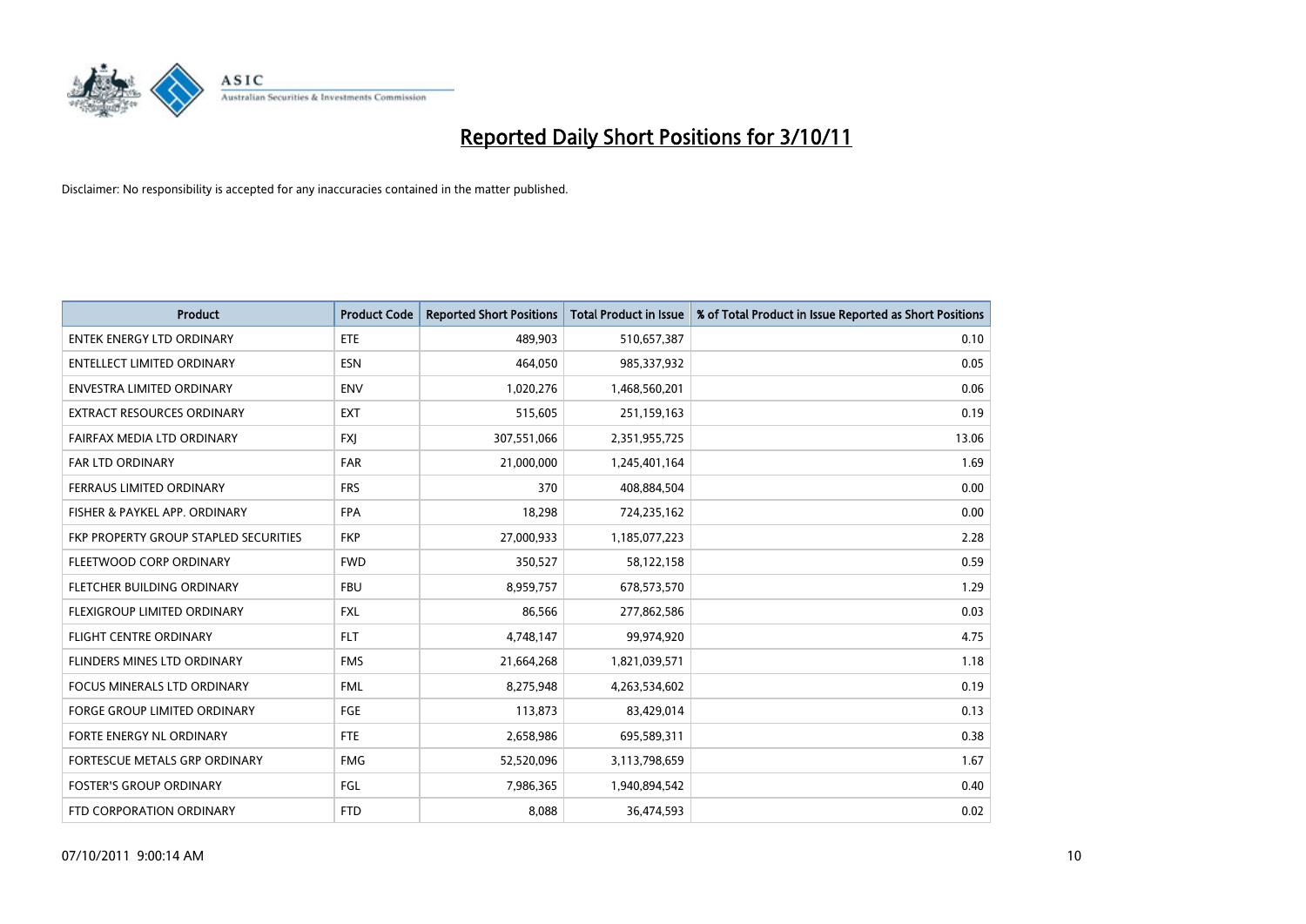# Reported Daily Short Positions for 3/10/11

Disclaimer: No responsibility is accepted for any inaccuracies contained in the matter published.

| Product | Product Code | Reported Short Positions | Total Product in Issue | % of Total Product in Issue Reported as Short Positions |
|---|---|---|---|---|
| ENTEK ENERGY LTD ORDINARY | ETE | 489,903 | 510,657,387 | 0.10 |
| ENTELLECT LIMITED ORDINARY | ESN | 464,050 | 985,337,932 | 0.05 |
| ENVESTRA LIMITED ORDINARY | ENV | 1,020,276 | 1,468,560,201 | 0.06 |
| EXTRACT RESOURCES ORDINARY | EXT | 515,605 | 251,159,163 | 0.19 |
| FAIRFAX MEDIA LTD ORDINARY | FXJ | 307,551,066 | 2,351,955,725 | 13.06 |
| FAR LTD ORDINARY | FAR | 21,000,000 | 1,245,401,164 | 1.69 |
| FERRAUS LIMITED ORDINARY | FRS | 370 | 408,884,504 | 0.00 |
| FISHER & PAYKEL APP. ORDINARY | FPA | 18,298 | 724,235,162 | 0.00 |
| FKP PROPERTY GROUP STAPLED SECURITIES | FKP | 27,000,933 | 1,185,077,223 | 2.28 |
| FLEETWOOD CORP ORDINARY | FWD | 350,527 | 58,122,158 | 0.59 |
| FLETCHER BUILDING ORDINARY | FBU | 8,959,757 | 678,573,570 | 1.29 |
| FLEXIGROUP LIMITED ORDINARY | FXL | 86,566 | 277,862,586 | 0.03 |
| FLIGHT CENTRE ORDINARY | FLT | 4,748,147 | 99,974,920 | 4.75 |
| FLINDERS MINES LTD ORDINARY | FMS | 21,664,268 | 1,821,039,571 | 1.18 |
| FOCUS MINERALS LTD ORDINARY | FML | 8,275,948 | 4,263,534,602 | 0.19 |
| FORGE GROUP LIMITED ORDINARY | FGE | 113,873 | 83,429,014 | 0.13 |
| FORTE ENERGY NL ORDINARY | FTE | 2,658,986 | 695,589,311 | 0.38 |
| FORTESCUE METALS GRP ORDINARY | FMG | 52,520,096 | 3,113,798,659 | 1.67 |
| FOSTER'S GROUP ORDINARY | FGL | 7,986,365 | 1,940,894,542 | 0.40 |
| FTD CORPORATION ORDINARY | FTD | 8,088 | 36,474,593 | 0.02 |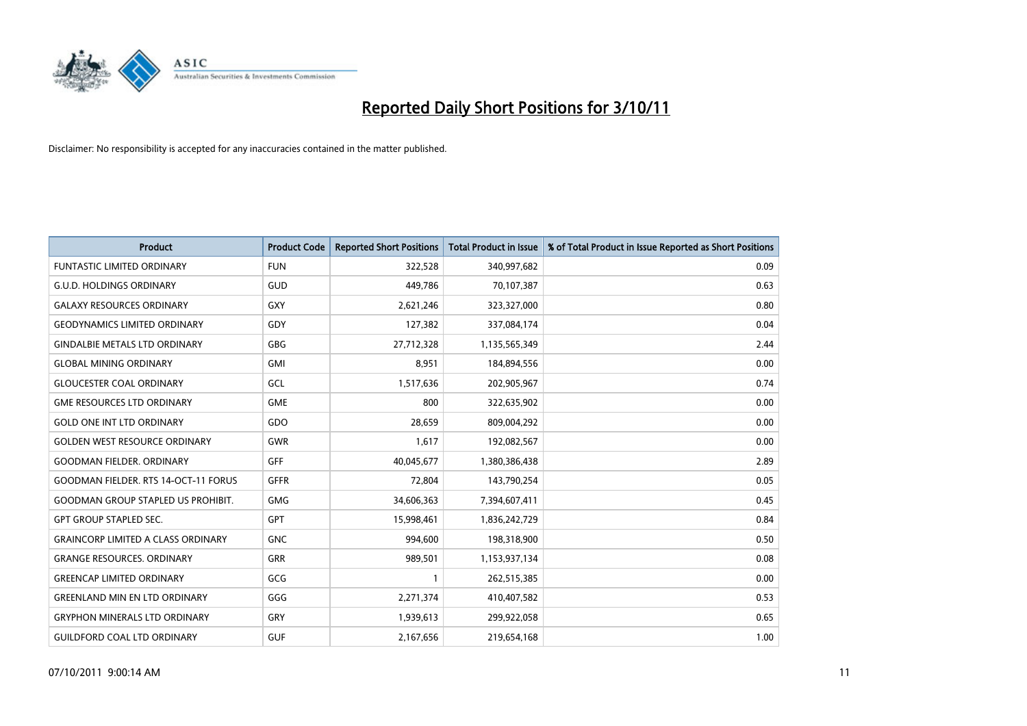# Reported Daily Short Positions for 3/10/11

Disclaimer: No responsibility is accepted for any inaccuracies contained in the matter published.

| Product | Product Code | Reported Short Positions | Total Product in Issue | % of Total Product in Issue Reported as Short Positions |
|---|---|---|---|---|
| FUNTASTIC LIMITED ORDINARY | FUN | 322,528 | 340,997,682 | 0.09 |
| G.U.D. HOLDINGS ORDINARY | GUD | 449,786 | 70,107,387 | 0.63 |
| GALAXY RESOURCES ORDINARY | GXY | 2,621,246 | 323,327,000 | 0.80 |
| GEODYNAMICS LIMITED ORDINARY | GDY | 127,382 | 337,084,174 | 0.04 |
| GINDALBIE METALS LTD ORDINARY | GBG | 27,712,328 | 1,135,565,349 | 2.44 |
| GLOBAL MINING ORDINARY | GMI | 8,951 | 184,894,556 | 0.00 |
| GLOUCESTER COAL ORDINARY | GCL | 1,517,636 | 202,905,967 | 0.74 |
| GME RESOURCES LTD ORDINARY | GME | 800 | 322,635,902 | 0.00 |
| GOLD ONE INT LTD ORDINARY | GDO | 28,659 | 809,004,292 | 0.00 |
| GOLDEN WEST RESOURCE ORDINARY | GWR | 1,617 | 192,082,567 | 0.00 |
| GOODMAN FIELDER. ORDINARY | GFF | 40,045,677 | 1,380,386,438 | 2.89 |
| GOODMAN FIELDER. RTS 14-OCT-11 FORUS | GFFR | 72,804 | 143,790,254 | 0.05 |
| GOODMAN GROUP STAPLED US PROHIBIT. | GMG | 34,606,363 | 7,394,607,411 | 0.45 |
| GPT GROUP STAPLED SEC. | GPT | 15,998,461 | 1,836,242,729 | 0.84 |
| GRAINCORP LIMITED A CLASS ORDINARY | GNC | 994,600 | 198,318,900 | 0.50 |
| GRANGE RESOURCES. ORDINARY | GRR | 989,501 | 1,153,937,134 | 0.08 |
| GREENCAP LIMITED ORDINARY | GCG | 1 | 262,515,385 | 0.00 |
| GREENLAND MIN EN LTD ORDINARY | GGG | 2,271,374 | 410,407,582 | 0.53 |
| GRYPHON MINERALS LTD ORDINARY | GRY | 1,939,613 | 299,922,058 | 0.65 |
| GUILDFORD COAL LTD ORDINARY | GUF | 2,167,656 | 219,654,168 | 1.00 |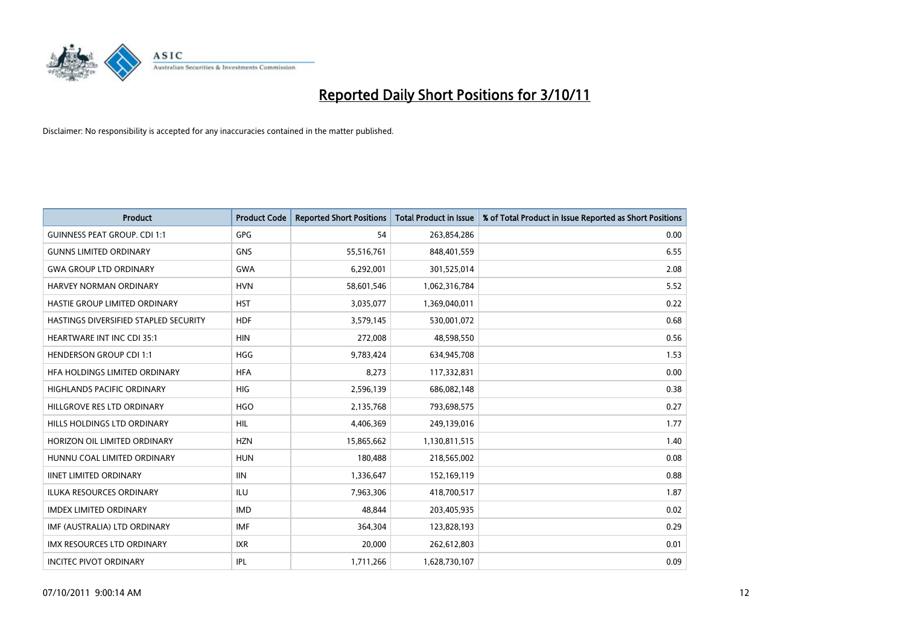# Reported Daily Short Positions for 3/10/11

Disclaimer: No responsibility is accepted for any inaccuracies contained in the matter published.

| Product | Product Code | Reported Short Positions | Total Product in Issue | % of Total Product in Issue Reported as Short Positions |
|---|---|---|---|---|
| GUINNESS PEAT GROUP. CDI 1:1 | GPG | 54 | 263,854,286 | 0.00 |
| GUNNS LIMITED ORDINARY | GNS | 55,516,761 | 848,401,559 | 6.55 |
| GWA GROUP LTD ORDINARY | GWA | 6,292,001 | 301,525,014 | 2.08 |
| HARVEY NORMAN ORDINARY | HVN | 58,601,546 | 1,062,316,784 | 5.52 |
| HASTIE GROUP LIMITED ORDINARY | HST | 3,035,077 | 1,369,040,011 | 0.22 |
| HASTINGS DIVERSIFIED STAPLED SECURITY | HDF | 3,579,145 | 530,001,072 | 0.68 |
| HEARTWARE INT INC CDI 35:1 | HIN | 272,008 | 48,598,550 | 0.56 |
| HENDERSON GROUP CDI 1:1 | HGG | 9,783,424 | 634,945,708 | 1.53 |
| HFA HOLDINGS LIMITED ORDINARY | HFA | 8,273 | 117,332,831 | 0.00 |
| HIGHLANDS PACIFIC ORDINARY | HIG | 2,596,139 | 686,082,148 | 0.38 |
| HILLGROVE RES LTD ORDINARY | HGO | 2,135,768 | 793,698,575 | 0.27 |
| HILLS HOLDINGS LTD ORDINARY | HIL | 4,406,369 | 249,139,016 | 1.77 |
| HORIZON OIL LIMITED ORDINARY | HZN | 15,865,662 | 1,130,811,515 | 1.40 |
| HUNNU COAL LIMITED ORDINARY | HUN | 180,488 | 218,565,002 | 0.08 |
| IINET LIMITED ORDINARY | IIN | 1,336,647 | 152,169,119 | 0.88 |
| ILUKA RESOURCES ORDINARY | ILU | 7,963,306 | 418,700,517 | 1.87 |
| IMDEX LIMITED ORDINARY | IMD | 48,844 | 203,405,935 | 0.02 |
| IMF (AUSTRALIA) LTD ORDINARY | IMF | 364,304 | 123,828,193 | 0.29 |
| IMX RESOURCES LTD ORDINARY | IXR | 20,000 | 262,612,803 | 0.01 |
| INCITEC PIVOT ORDINARY | IPL | 1,711,266 | 1,628,730,107 | 0.09 |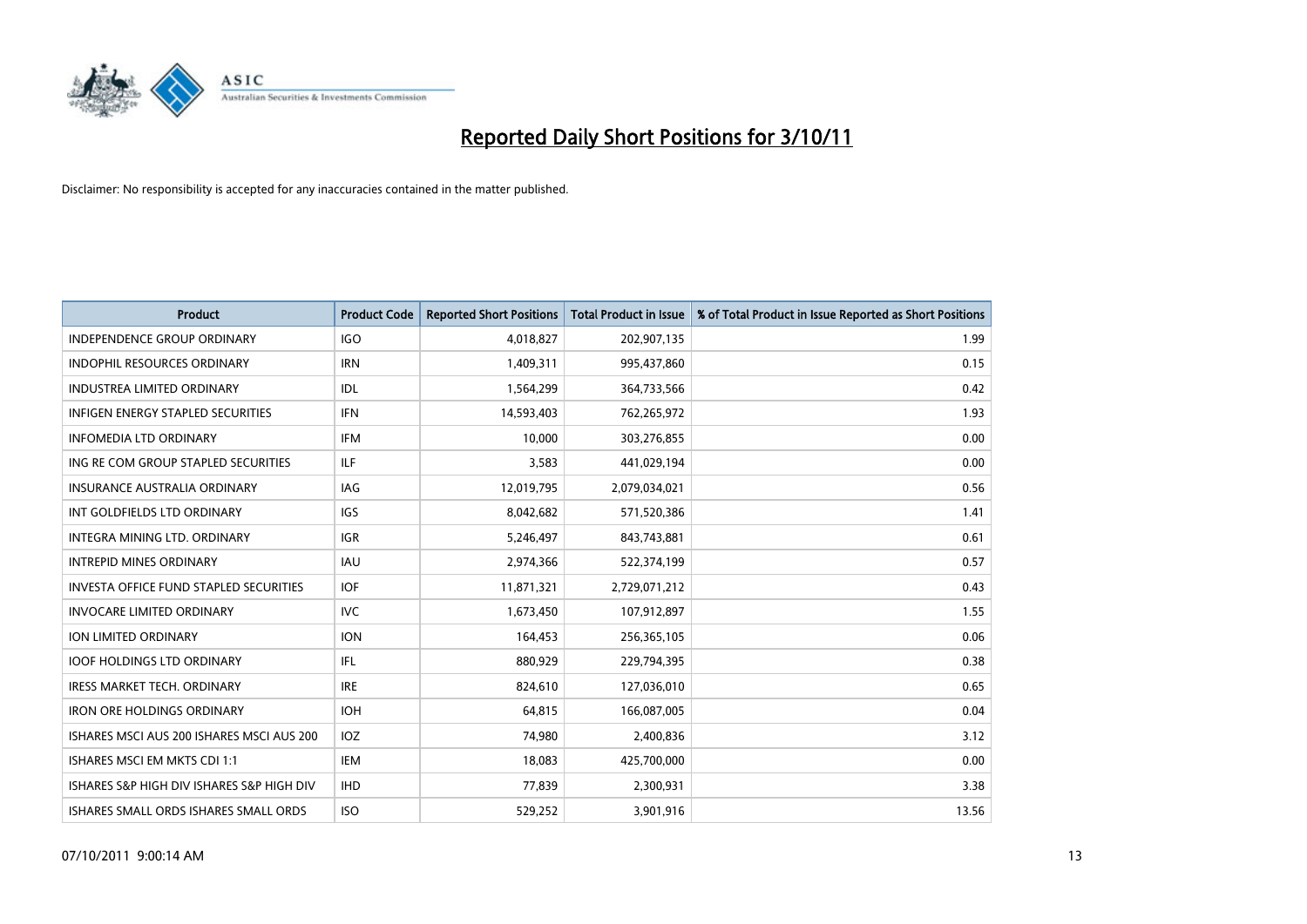# Reported Daily Short Positions for 3/10/11

Disclaimer: No responsibility is accepted for any inaccuracies contained in the matter published.

| Product | Product Code | Reported Short Positions | Total Product in Issue | % of Total Product in Issue Reported as Short Positions |
|---|---|---|---|---|
| INDEPENDENCE GROUP ORDINARY | IGO | 4,018,827 | 202,907,135 | 1.99 |
| INDOPHIL RESOURCES ORDINARY | IRN | 1,409,311 | 995,437,860 | 0.15 |
| INDUSTREA LIMITED ORDINARY | IDL | 1,564,299 | 364,733,566 | 0.42 |
| INFIGEN ENERGY STAPLED SECURITIES | IFN | 14,593,403 | 762,265,972 | 1.93 |
| INFOMEDIA LTD ORDINARY | IFM | 10,000 | 303,276,855 | 0.00 |
| ING RE COM GROUP STAPLED SECURITIES | ILF | 3,583 | 441,029,194 | 0.00 |
| INSURANCE AUSTRALIA ORDINARY | IAG | 12,019,795 | 2,079,034,021 | 0.56 |
| INT GOLDFIELDS LTD ORDINARY | IGS | 8,042,682 | 571,520,386 | 1.41 |
| INTEGRA MINING LTD. ORDINARY | IGR | 5,246,497 | 843,743,881 | 0.61 |
| INTREPID MINES ORDINARY | IAU | 2,974,366 | 522,374,199 | 0.57 |
| INVESTA OFFICE FUND STAPLED SECURITIES | IOF | 11,871,321 | 2,729,071,212 | 0.43 |
| INVOCARE LIMITED ORDINARY | IVC | 1,673,450 | 107,912,897 | 1.55 |
| ION LIMITED ORDINARY | ION | 164,453 | 256,365,105 | 0.06 |
| IOOF HOLDINGS LTD ORDINARY | IFL | 880,929 | 229,794,395 | 0.38 |
| IRESS MARKET TECH. ORDINARY | IRE | 824,610 | 127,036,010 | 0.65 |
| IRON ORE HOLDINGS ORDINARY | IOH | 64,815 | 166,087,005 | 0.04 |
| ISHARES MSCI AUS 200 ISHARES MSCI AUS 200 | IOZ | 74,980 | 2,400,836 | 3.12 |
| ISHARES MSCI EM MKTS CDI 1:1 | IEM | 18,083 | 425,700,000 | 0.00 |
| ISHARES S&P HIGH DIV ISHARES S&P HIGH DIV | IHD | 77,839 | 2,300,931 | 3.38 |
| ISHARES SMALL ORDS ISHARES SMALL ORDS | ISO | 529,252 | 3,901,916 | 13.56 |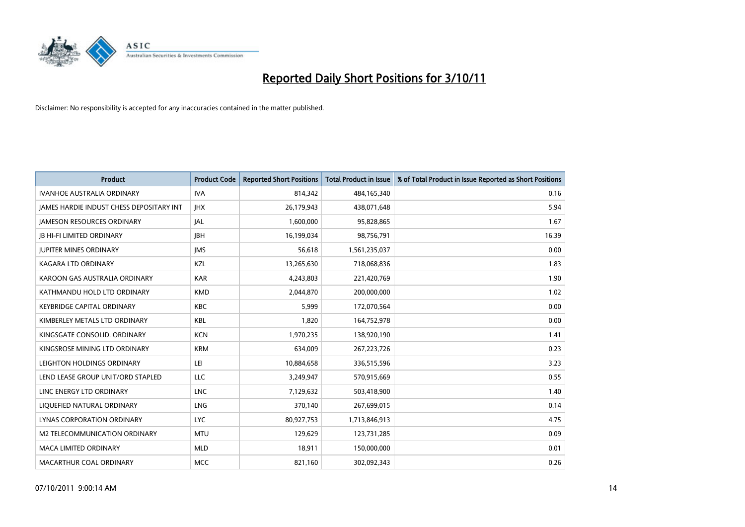# Reported Daily Short Positions for 3/10/11

Disclaimer: No responsibility is accepted for any inaccuracies contained in the matter published.

| Product | Product Code | Reported Short Positions | Total Product in Issue | % of Total Product in Issue Reported as Short Positions |
|---|---|---|---|---|
| IVANHOE AUSTRALIA ORDINARY | IVA | 814,342 | 484,165,340 | 0.16 |
| JAMES HARDIE INDUST CHESS DEPOSITARY INT | JHX | 26,179,943 | 438,071,648 | 5.94 |
| JAMESON RESOURCES ORDINARY | JAL | 1,600,000 | 95,828,865 | 1.67 |
| JB HI-FI LIMITED ORDINARY | JBH | 16,199,034 | 98,756,791 | 16.39 |
| JUPITER MINES ORDINARY | JMS | 56,618 | 1,561,235,037 | 0.00 |
| KAGARA LTD ORDINARY | KZL | 13,265,630 | 718,068,836 | 1.83 |
| KAROON GAS AUSTRALIA ORDINARY | KAR | 4,243,803 | 221,420,769 | 1.90 |
| KATHMANDU HOLD LTD ORDINARY | KMD | 2,044,870 | 200,000,000 | 1.02 |
| KEYBRIDGE CAPITAL ORDINARY | KBC | 5,999 | 172,070,564 | 0.00 |
| KIMBERLEY METALS LTD ORDINARY | KBL | 1,820 | 164,752,978 | 0.00 |
| KINGSGATE CONSOLID. ORDINARY | KCN | 1,970,235 | 138,920,190 | 1.41 |
| KINGSROSE MINING LTD ORDINARY | KRM | 634,009 | 267,223,726 | 0.23 |
| LEIGHTON HOLDINGS ORDINARY | LEI | 10,884,658 | 336,515,596 | 3.23 |
| LEND LEASE GROUP UNIT/ORD STAPLED | LLC | 3,249,947 | 570,915,669 | 0.55 |
| LINC ENERGY LTD ORDINARY | LNC | 7,129,632 | 503,418,900 | 1.40 |
| LIQUEFIED NATURAL ORDINARY | LNG | 370,140 | 267,699,015 | 0.14 |
| LYNAS CORPORATION ORDINARY | LYC | 80,927,753 | 1,713,846,913 | 4.75 |
| M2 TELECOMMUNICATION ORDINARY | MTU | 129,629 | 123,731,285 | 0.09 |
| MACA LIMITED ORDINARY | MLD | 18,911 | 150,000,000 | 0.01 |
| MACARTHUR COAL ORDINARY | MCC | 821,160 | 302,092,343 | 0.26 |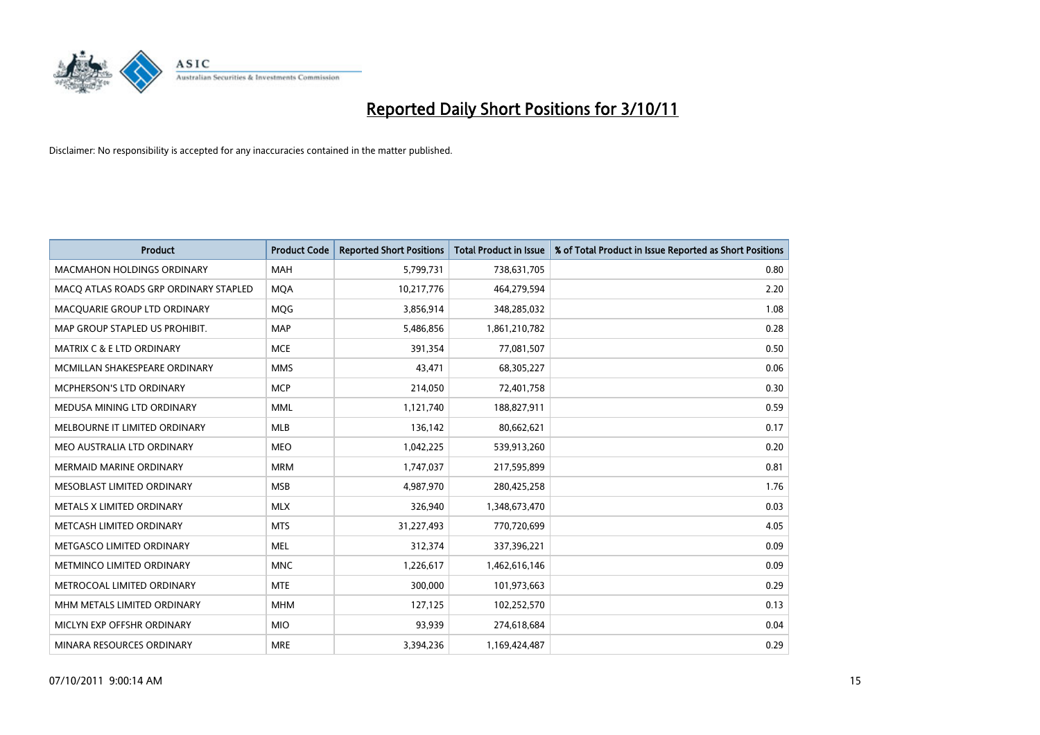# Reported Daily Short Positions for 3/10/11

Disclaimer: No responsibility is accepted for any inaccuracies contained in the matter published.

| Product | Product Code | Reported Short Positions | Total Product in Issue | % of Total Product in Issue Reported as Short Positions |
|---|---|---|---|---|
| MACMAHON HOLDINGS ORDINARY | MAH | 5,799,731 | 738,631,705 | 0.80 |
| MACQ ATLAS ROADS GRP ORDINARY STAPLED | MQA | 10,217,776 | 464,279,594 | 2.20 |
| MACQUARIE GROUP LTD ORDINARY | MQG | 3,856,914 | 348,285,032 | 1.08 |
| MAP GROUP STAPLED US PROHIBIT. | MAP | 5,486,856 | 1,861,210,782 | 0.28 |
| MATRIX C & E LTD ORDINARY | MCE | 391,354 | 77,081,507 | 0.50 |
| MCMILLAN SHAKESPEARE ORDINARY | MMS | 43,471 | 68,305,227 | 0.06 |
| MCPHERSON'S LTD ORDINARY | MCP | 214,050 | 72,401,758 | 0.30 |
| MEDUSA MINING LTD ORDINARY | MML | 1,121,740 | 188,827,911 | 0.59 |
| MELBOURNE IT LIMITED ORDINARY | MLB | 136,142 | 80,662,621 | 0.17 |
| MEO AUSTRALIA LTD ORDINARY | MEO | 1,042,225 | 539,913,260 | 0.20 |
| MERMAID MARINE ORDINARY | MRM | 1,747,037 | 217,595,899 | 0.81 |
| MESOBLAST LIMITED ORDINARY | MSB | 4,987,970 | 280,425,258 | 1.76 |
| METALS X LIMITED ORDINARY | MLX | 326,940 | 1,348,673,470 | 0.03 |
| METCASH LIMITED ORDINARY | MTS | 31,227,493 | 770,720,699 | 4.05 |
| METGASCO LIMITED ORDINARY | MEL | 312,374 | 337,396,221 | 0.09 |
| METMINCO LIMITED ORDINARY | MNC | 1,226,617 | 1,462,616,146 | 0.09 |
| METROCOAL LIMITED ORDINARY | MTE | 300,000 | 101,973,663 | 0.29 |
| MHM METALS LIMITED ORDINARY | MHM | 127,125 | 102,252,570 | 0.13 |
| MICLYN EXP OFFSHR ORDINARY | MIO | 93,939 | 274,618,684 | 0.04 |
| MINARA RESOURCES ORDINARY | MRE | 3,394,236 | 1,169,424,487 | 0.29 |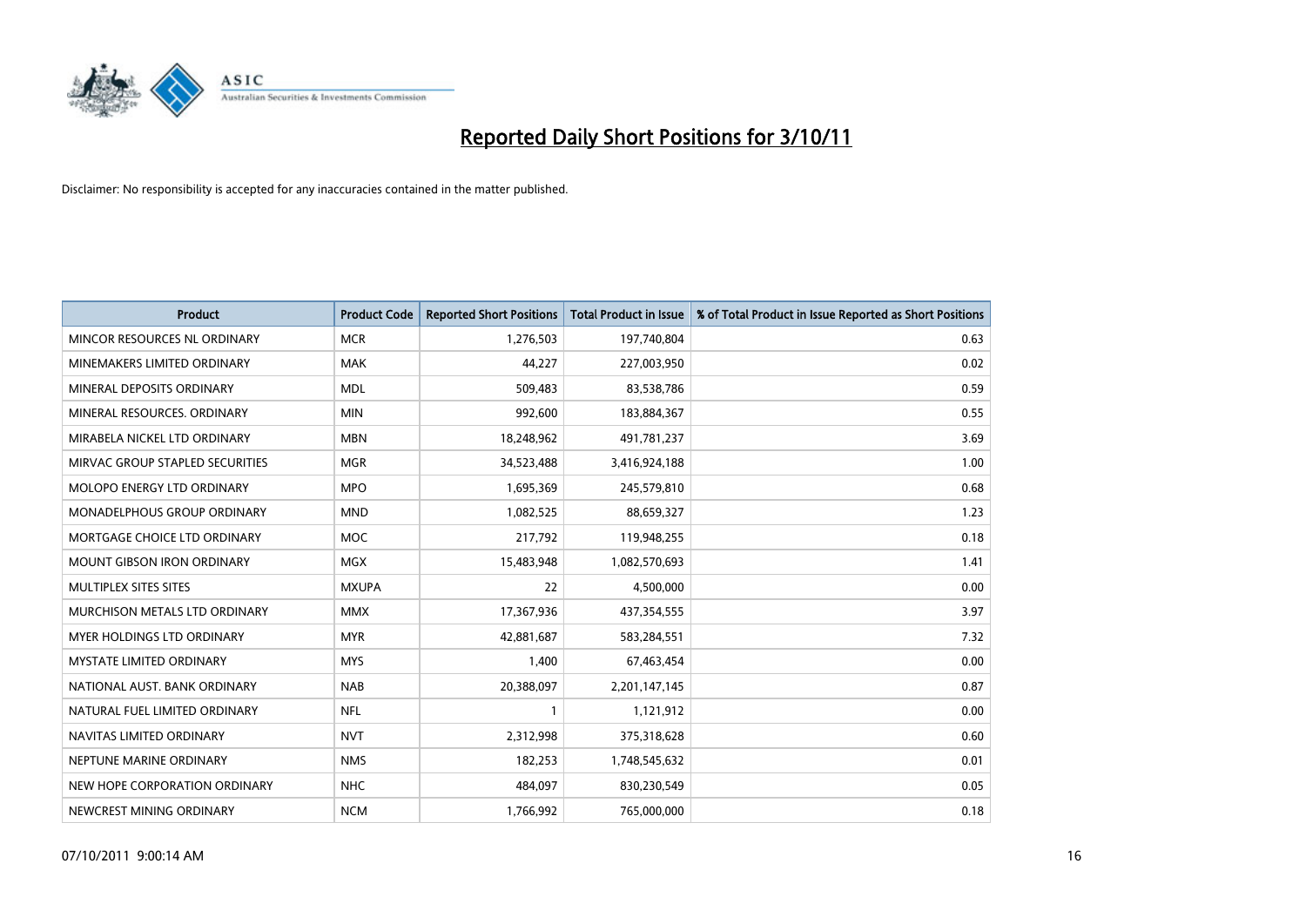# Reported Daily Short Positions for 3/10/11

Disclaimer: No responsibility is accepted for any inaccuracies contained in the matter published.

| Product | Product Code | Reported Short Positions | Total Product in Issue | % of Total Product in Issue Reported as Short Positions |
|---|---|---|---|---|
| MINCOR RESOURCES NL ORDINARY | MCR | 1,276,503 | 197,740,804 | 0.63 |
| MINEMAKERS LIMITED ORDINARY | MAK | 44,227 | 227,003,950 | 0.02 |
| MINERAL DEPOSITS ORDINARY | MDL | 509,483 | 83,538,786 | 0.59 |
| MINERAL RESOURCES. ORDINARY | MIN | 992,600 | 183,884,367 | 0.55 |
| MIRABELA NICKEL LTD ORDINARY | MBN | 18,248,962 | 491,781,237 | 3.69 |
| MIRVAC GROUP STAPLED SECURITIES | MGR | 34,523,488 | 3,416,924,188 | 1.00 |
| MOLOPO ENERGY LTD ORDINARY | MPO | 1,695,369 | 245,579,810 | 0.68 |
| MONADELPHOUS GROUP ORDINARY | MND | 1,082,525 | 88,659,327 | 1.23 |
| MORTGAGE CHOICE LTD ORDINARY | MOC | 217,792 | 119,948,255 | 0.18 |
| MOUNT GIBSON IRON ORDINARY | MGX | 15,483,948 | 1,082,570,693 | 1.41 |
| MULTIPLEX SITES SITES | MXUPA | 22 | 4,500,000 | 0.00 |
| MURCHISON METALS LTD ORDINARY | MMX | 17,367,936 | 437,354,555 | 3.97 |
| MYER HOLDINGS LTD ORDINARY | MYR | 42,881,687 | 583,284,551 | 7.32 |
| MYSTATE LIMITED ORDINARY | MYS | 1,400 | 67,463,454 | 0.00 |
| NATIONAL AUST. BANK ORDINARY | NAB | 20,388,097 | 2,201,147,145 | 0.87 |
| NATURAL FUEL LIMITED ORDINARY | NFL | 1 | 1,121,912 | 0.00 |
| NAVITAS LIMITED ORDINARY | NVT | 2,312,998 | 375,318,628 | 0.60 |
| NEPTUNE MARINE ORDINARY | NMS | 182,253 | 1,748,545,632 | 0.01 |
| NEW HOPE CORPORATION ORDINARY | NHC | 484,097 | 830,230,549 | 0.05 |
| NEWCREST MINING ORDINARY | NCM | 1,766,992 | 765,000,000 | 0.18 |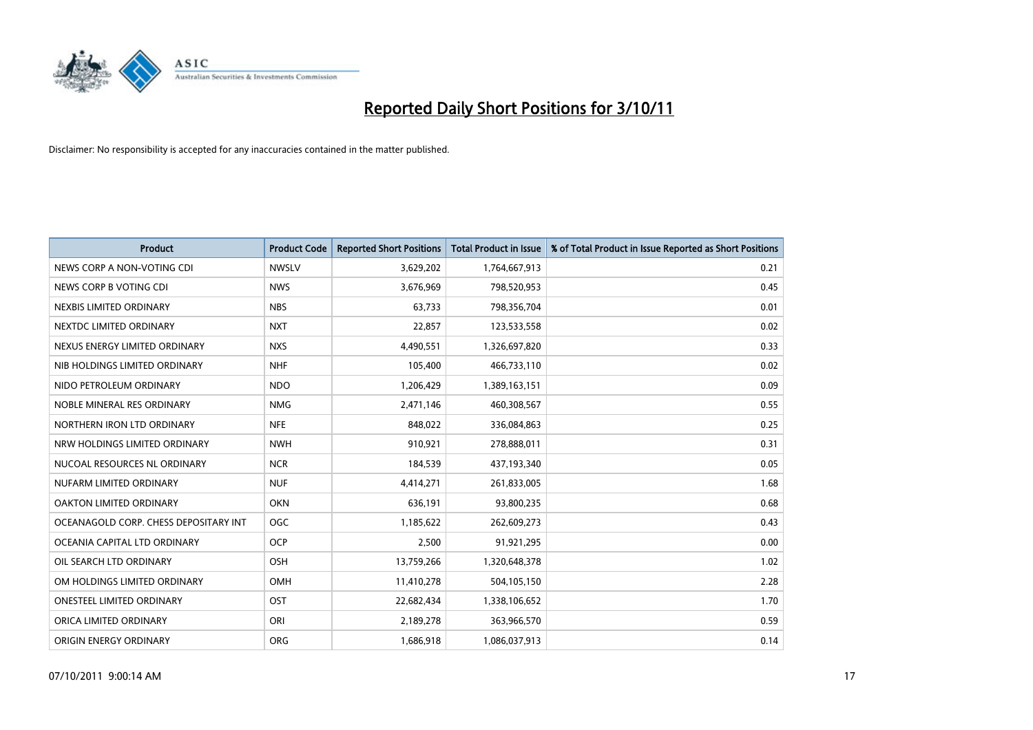# Reported Daily Short Positions for 3/10/11

Disclaimer: No responsibility is accepted for any inaccuracies contained in the matter published.

| Product | Product Code | Reported Short Positions | Total Product in Issue | % of Total Product in Issue Reported as Short Positions |
|---|---|---|---|---|
| NEWS CORP A NON-VOTING CDI | NWSLV | 3,629,202 | 1,764,667,913 | 0.21 |
| NEWS CORP B VOTING CDI | NWS | 3,676,969 | 798,520,953 | 0.45 |
| NEXBIS LIMITED ORDINARY | NBS | 63,733 | 798,356,704 | 0.01 |
| NEXTDC LIMITED ORDINARY | NXT | 22,857 | 123,533,558 | 0.02 |
| NEXUS ENERGY LIMITED ORDINARY | NXS | 4,490,551 | 1,326,697,820 | 0.33 |
| NIB HOLDINGS LIMITED ORDINARY | NHF | 105,400 | 466,733,110 | 0.02 |
| NIDO PETROLEUM ORDINARY | NDO | 1,206,429 | 1,389,163,151 | 0.09 |
| NOBLE MINERAL RES ORDINARY | NMG | 2,471,146 | 460,308,567 | 0.55 |
| NORTHERN IRON LTD ORDINARY | NFE | 848,022 | 336,084,863 | 0.25 |
| NRW HOLDINGS LIMITED ORDINARY | NWH | 910,921 | 278,888,011 | 0.31 |
| NUCOAL RESOURCES NL ORDINARY | NCR | 184,539 | 437,193,340 | 0.05 |
| NUFARM LIMITED ORDINARY | NUF | 4,414,271 | 261,833,005 | 1.68 |
| OAKTON LIMITED ORDINARY | OKN | 636,191 | 93,800,235 | 0.68 |
| OCEANAGOLD CORP. CHESS DEPOSITARY INT | OGC | 1,185,622 | 262,609,273 | 0.43 |
| OCEANIA CAPITAL LTD ORDINARY | OCP | 2,500 | 91,921,295 | 0.00 |
| OIL SEARCH LTD ORDINARY | OSH | 13,759,266 | 1,320,648,378 | 1.02 |
| OM HOLDINGS LIMITED ORDINARY | OMH | 11,410,278 | 504,105,150 | 2.28 |
| ONESTEEL LIMITED ORDINARY | OST | 22,682,434 | 1,338,106,652 | 1.70 |
| ORICA LIMITED ORDINARY | ORI | 2,189,278 | 363,966,570 | 0.59 |
| ORIGIN ENERGY ORDINARY | ORG | 1,686,918 | 1,086,037,913 | 0.14 |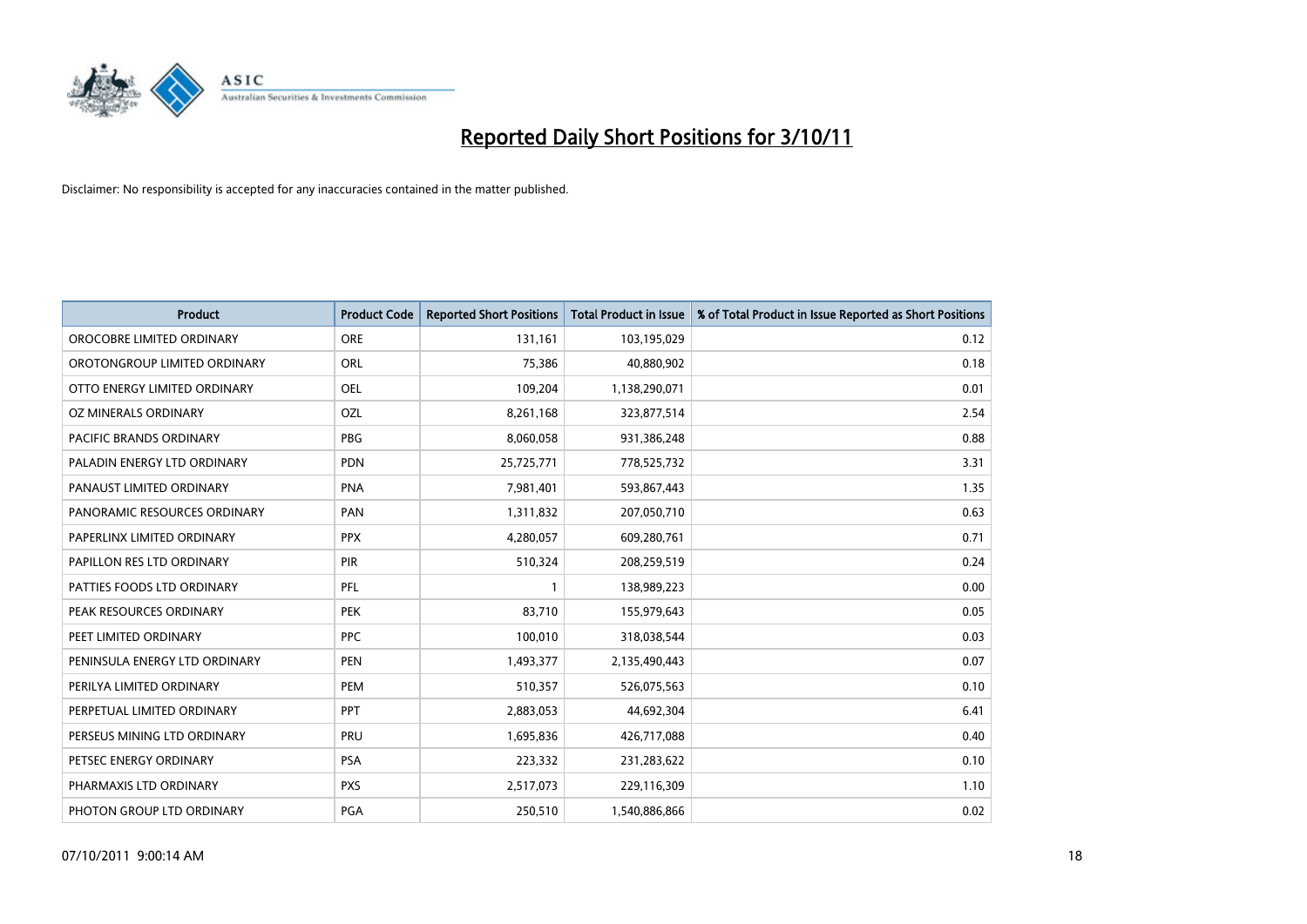# Reported Daily Short Positions for 3/10/11

Disclaimer: No responsibility is accepted for any inaccuracies contained in the matter published.

| Product | Product Code | Reported Short Positions | Total Product in Issue | % of Total Product in Issue Reported as Short Positions |
|---|---|---|---|---|
| OROCOBRE LIMITED ORDINARY | ORE | 131,161 | 103,195,029 | 0.12 |
| OROTONGROUP LIMITED ORDINARY | ORL | 75,386 | 40,880,902 | 0.18 |
| OTTO ENERGY LIMITED ORDINARY | OEL | 109,204 | 1,138,290,071 | 0.01 |
| OZ MINERALS ORDINARY | OZL | 8,261,168 | 323,877,514 | 2.54 |
| PACIFIC BRANDS ORDINARY | PBG | 8,060,058 | 931,386,248 | 0.88 |
| PALADIN ENERGY LTD ORDINARY | PDN | 25,725,771 | 778,525,732 | 3.31 |
| PANAUST LIMITED ORDINARY | PNA | 7,981,401 | 593,867,443 | 1.35 |
| PANORAMIC RESOURCES ORDINARY | PAN | 1,311,832 | 207,050,710 | 0.63 |
| PAPERLINX LIMITED ORDINARY | PPX | 4,280,057 | 609,280,761 | 0.71 |
| PAPILLON RES LTD ORDINARY | PIR | 510,324 | 208,259,519 | 0.24 |
| PATTIES FOODS LTD ORDINARY | PFL | 1 | 138,989,223 | 0.00 |
| PEAK RESOURCES ORDINARY | PEK | 83,710 | 155,979,643 | 0.05 |
| PEET LIMITED ORDINARY | PPC | 100,010 | 318,038,544 | 0.03 |
| PENINSULA ENERGY LTD ORDINARY | PEN | 1,493,377 | 2,135,490,443 | 0.07 |
| PERILYA LIMITED ORDINARY | PEM | 510,357 | 526,075,563 | 0.10 |
| PERPETUAL LIMITED ORDINARY | PPT | 2,883,053 | 44,692,304 | 6.41 |
| PERSEUS MINING LTD ORDINARY | PRU | 1,695,836 | 426,717,088 | 0.40 |
| PETSEC ENERGY ORDINARY | PSA | 223,332 | 231,283,622 | 0.10 |
| PHARMAXIS LTD ORDINARY | PXS | 2,517,073 | 229,116,309 | 1.10 |
| PHOTON GROUP LTD ORDINARY | PGA | 250,510 | 1,540,886,866 | 0.02 |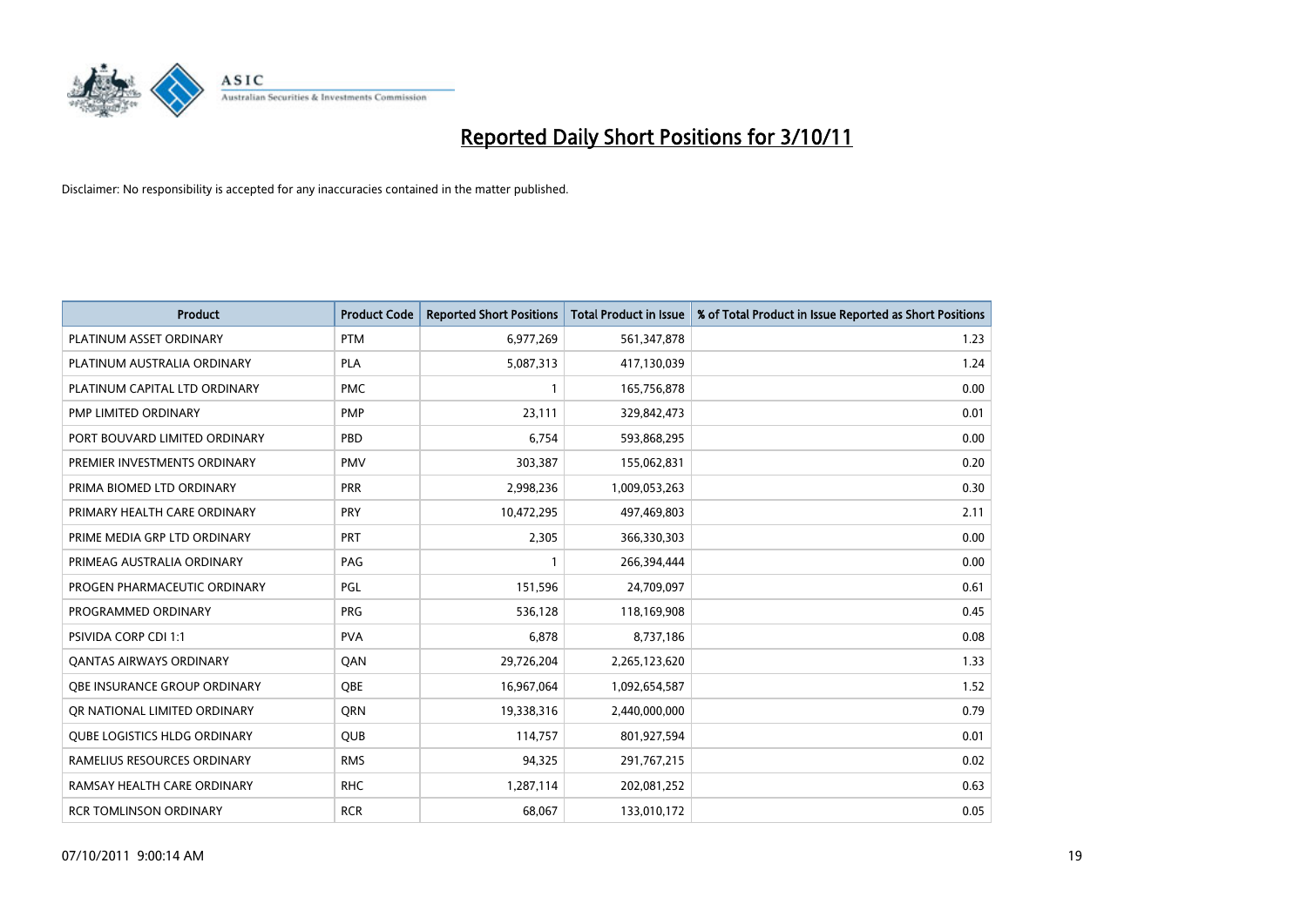# Reported Daily Short Positions for 3/10/11

Disclaimer: No responsibility is accepted for any inaccuracies contained in the matter published.

| Product | Product Code | Reported Short Positions | Total Product in Issue | % of Total Product in Issue Reported as Short Positions |
|---|---|---|---|---|
| PLATINUM ASSET ORDINARY | PTM | 6,977,269 | 561,347,878 | 1.23 |
| PLATINUM AUSTRALIA ORDINARY | PLA | 5,087,313 | 417,130,039 | 1.24 |
| PLATINUM CAPITAL LTD ORDINARY | PMC | 1 | 165,756,878 | 0.00 |
| PMP LIMITED ORDINARY | PMP | 23,111 | 329,842,473 | 0.01 |
| PORT BOUVARD LIMITED ORDINARY | PBD | 6,754 | 593,868,295 | 0.00 |
| PREMIER INVESTMENTS ORDINARY | PMV | 303,387 | 155,062,831 | 0.20 |
| PRIMA BIOMED LTD ORDINARY | PRR | 2,998,236 | 1,009,053,263 | 0.30 |
| PRIMARY HEALTH CARE ORDINARY | PRY | 10,472,295 | 497,469,803 | 2.11 |
| PRIME MEDIA GRP LTD ORDINARY | PRT | 2,305 | 366,330,303 | 0.00 |
| PRIMEAG AUSTRALIA ORDINARY | PAG | 1 | 266,394,444 | 0.00 |
| PROGEN PHARMACEUTIC ORDINARY | PGL | 151,596 | 24,709,097 | 0.61 |
| PROGRAMMED ORDINARY | PRG | 536,128 | 118,169,908 | 0.45 |
| PSIVIDA CORP CDI 1:1 | PVA | 6,878 | 8,737,186 | 0.08 |
| QANTAS AIRWAYS ORDINARY | QAN | 29,726,204 | 2,265,123,620 | 1.33 |
| QBE INSURANCE GROUP ORDINARY | QBE | 16,967,064 | 1,092,654,587 | 1.52 |
| QR NATIONAL LIMITED ORDINARY | QRN | 19,338,316 | 2,440,000,000 | 0.79 |
| QUBE LOGISTICS HLDG ORDINARY | QUB | 114,757 | 801,927,594 | 0.01 |
| RAMELIUS RESOURCES ORDINARY | RMS | 94,325 | 291,767,215 | 0.02 |
| RAMSAY HEALTH CARE ORDINARY | RHC | 1,287,114 | 202,081,252 | 0.63 |
| RCR TOMLINSON ORDINARY | RCR | 68,067 | 133,010,172 | 0.05 |

07/10/2011 9:00:14 AM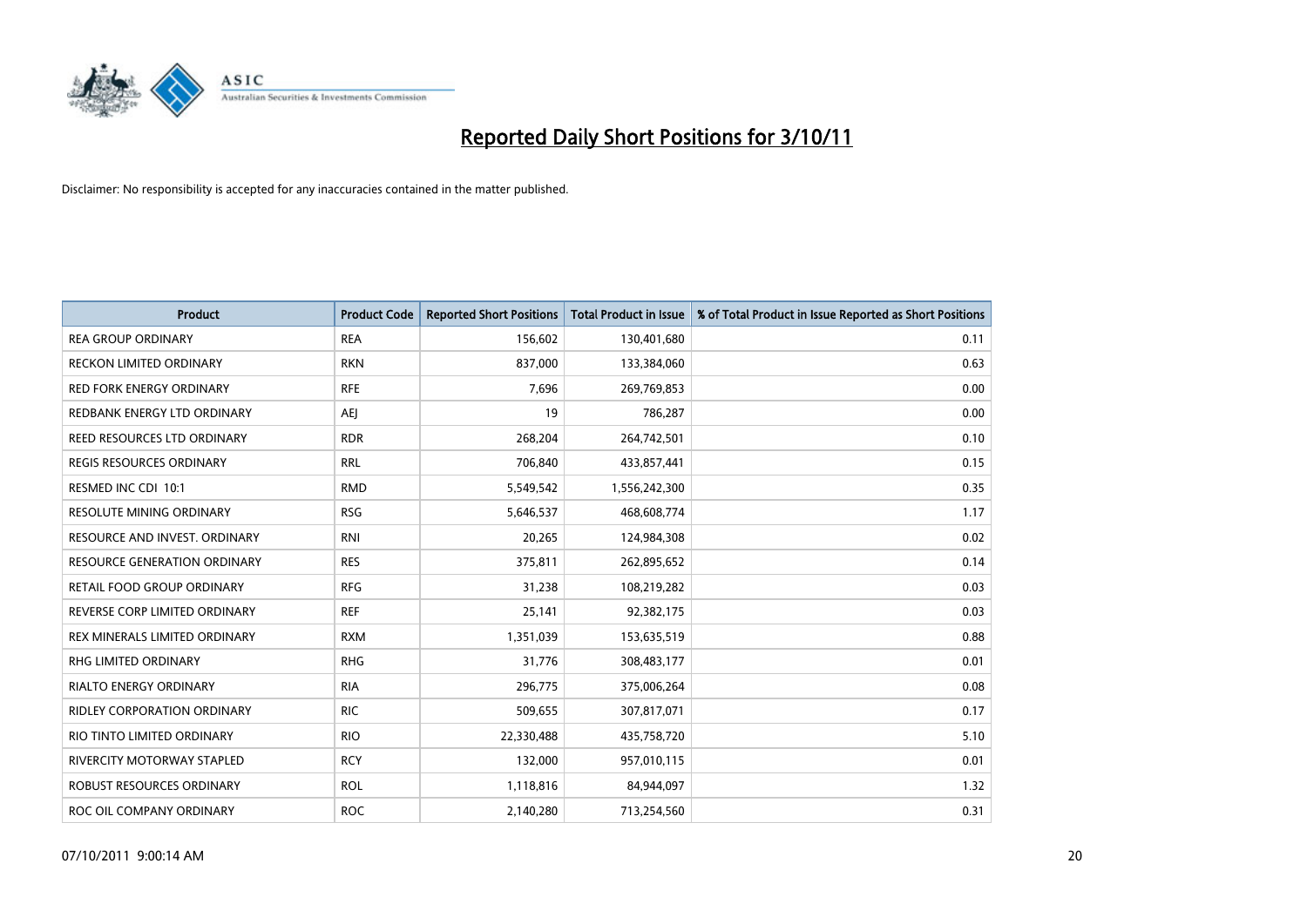# Reported Daily Short Positions for 3/10/11

Disclaimer: No responsibility is accepted for any inaccuracies contained in the matter published.

| Product | Product Code | Reported Short Positions | Total Product in Issue | % of Total Product in Issue Reported as Short Positions |
|---|---|---|---|---|
| REA GROUP ORDINARY | REA | 156,602 | 130,401,680 | 0.11 |
| RECKON LIMITED ORDINARY | RKN | 837,000 | 133,384,060 | 0.63 |
| RED FORK ENERGY ORDINARY | RFE | 7,696 | 269,769,853 | 0.00 |
| REDBANK ENERGY LTD ORDINARY | AEJ | 19 | 786,287 | 0.00 |
| REED RESOURCES LTD ORDINARY | RDR | 268,204 | 264,742,501 | 0.10 |
| REGIS RESOURCES ORDINARY | RRL | 706,840 | 433,857,441 | 0.15 |
| RESMED INC CDI 10:1 | RMD | 5,549,542 | 1,556,242,300 | 0.35 |
| RESOLUTE MINING ORDINARY | RSG | 5,646,537 | 468,608,774 | 1.17 |
| RESOURCE AND INVEST. ORDINARY | RNI | 20,265 | 124,984,308 | 0.02 |
| RESOURCE GENERATION ORDINARY | RES | 375,811 | 262,895,652 | 0.14 |
| RETAIL FOOD GROUP ORDINARY | RFG | 31,238 | 108,219,282 | 0.03 |
| REVERSE CORP LIMITED ORDINARY | REF | 25,141 | 92,382,175 | 0.03 |
| REX MINERALS LIMITED ORDINARY | RXM | 1,351,039 | 153,635,519 | 0.88 |
| RHG LIMITED ORDINARY | RHG | 31,776 | 308,483,177 | 0.01 |
| RIALTO ENERGY ORDINARY | RIA | 296,775 | 375,006,264 | 0.08 |
| RIDLEY CORPORATION ORDINARY | RIC | 509,655 | 307,817,071 | 0.17 |
| RIO TINTO LIMITED ORDINARY | RIO | 22,330,488 | 435,758,720 | 5.10 |
| RIVERCITY MOTORWAY STAPLED | RCY | 132,000 | 957,010,115 | 0.01 |
| ROBUST RESOURCES ORDINARY | ROL | 1,118,816 | 84,944,097 | 1.32 |
| ROC OIL COMPANY ORDINARY | ROC | 2,140,280 | 713,254,560 | 0.31 |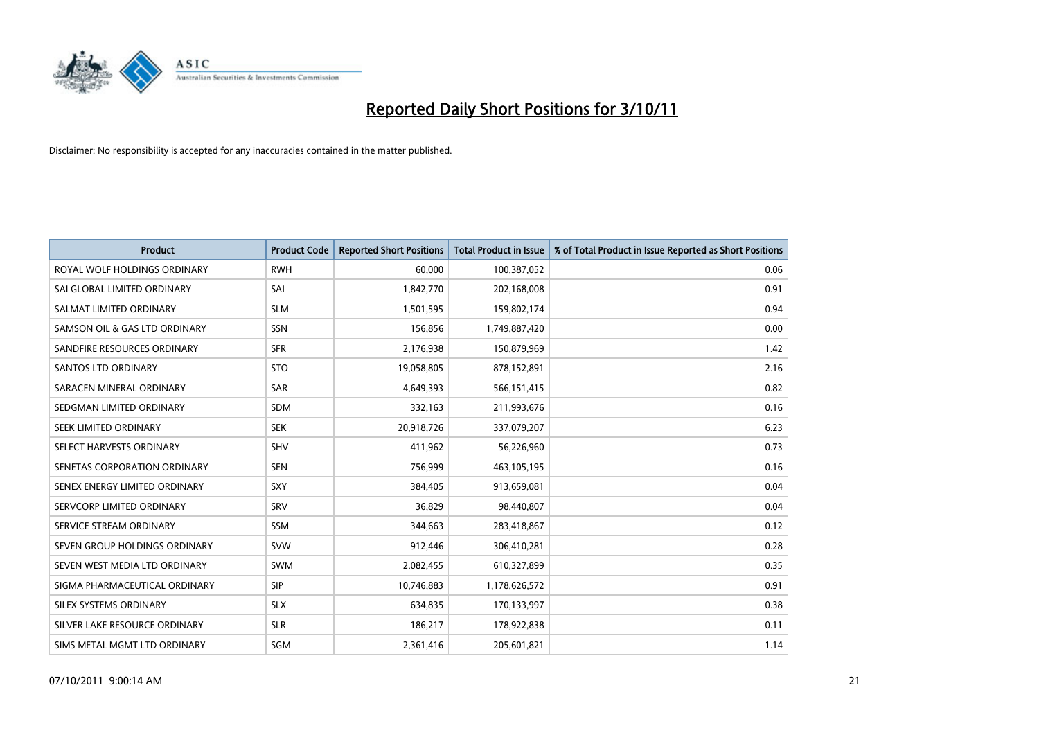# Reported Daily Short Positions for 3/10/11

Disclaimer: No responsibility is accepted for any inaccuracies contained in the matter published.

| Product | Product Code | Reported Short Positions | Total Product in Issue | % of Total Product in Issue Reported as Short Positions |
|---|---|---|---|---|
| ROYAL WOLF HOLDINGS ORDINARY | RWH | 60,000 | 100,387,052 | 0.06 |
| SAI GLOBAL LIMITED ORDINARY | SAI | 1,842,770 | 202,168,008 | 0.91 |
| SALMAT LIMITED ORDINARY | SLM | 1,501,595 | 159,802,174 | 0.94 |
| SAMSON OIL & GAS LTD ORDINARY | SSN | 156,856 | 1,749,887,420 | 0.00 |
| SANDFIRE RESOURCES ORDINARY | SFR | 2,176,938 | 150,879,969 | 1.42 |
| SANTOS LTD ORDINARY | STO | 19,058,805 | 878,152,891 | 2.16 |
| SARACEN MINERAL ORDINARY | SAR | 4,649,393 | 566,151,415 | 0.82 |
| SEDGMAN LIMITED ORDINARY | SDM | 332,163 | 211,993,676 | 0.16 |
| SEEK LIMITED ORDINARY | SEK | 20,918,726 | 337,079,207 | 6.23 |
| SELECT HARVESTS ORDINARY | SHV | 411,962 | 56,226,960 | 0.73 |
| SENETAS CORPORATION ORDINARY | SEN | 756,999 | 463,105,195 | 0.16 |
| SENEX ENERGY LIMITED ORDINARY | SXY | 384,405 | 913,659,081 | 0.04 |
| SERVCORP LIMITED ORDINARY | SRV | 36,829 | 98,440,807 | 0.04 |
| SERVICE STREAM ORDINARY | SSM | 344,663 | 283,418,867 | 0.12 |
| SEVEN GROUP HOLDINGS ORDINARY | SVW | 912,446 | 306,410,281 | 0.28 |
| SEVEN WEST MEDIA LTD ORDINARY | SWM | 2,082,455 | 610,327,899 | 0.35 |
| SIGMA PHARMACEUTICAL ORDINARY | SIP | 10,746,883 | 1,178,626,572 | 0.91 |
| SILEX SYSTEMS ORDINARY | SLX | 634,835 | 170,133,997 | 0.38 |
| SILVER LAKE RESOURCE ORDINARY | SLR | 186,217 | 178,922,838 | 0.11 |
| SIMS METAL MGMT LTD ORDINARY | SGM | 2,361,416 | 205,601,821 | 1.14 |

07/10/2011 9:00:14 AM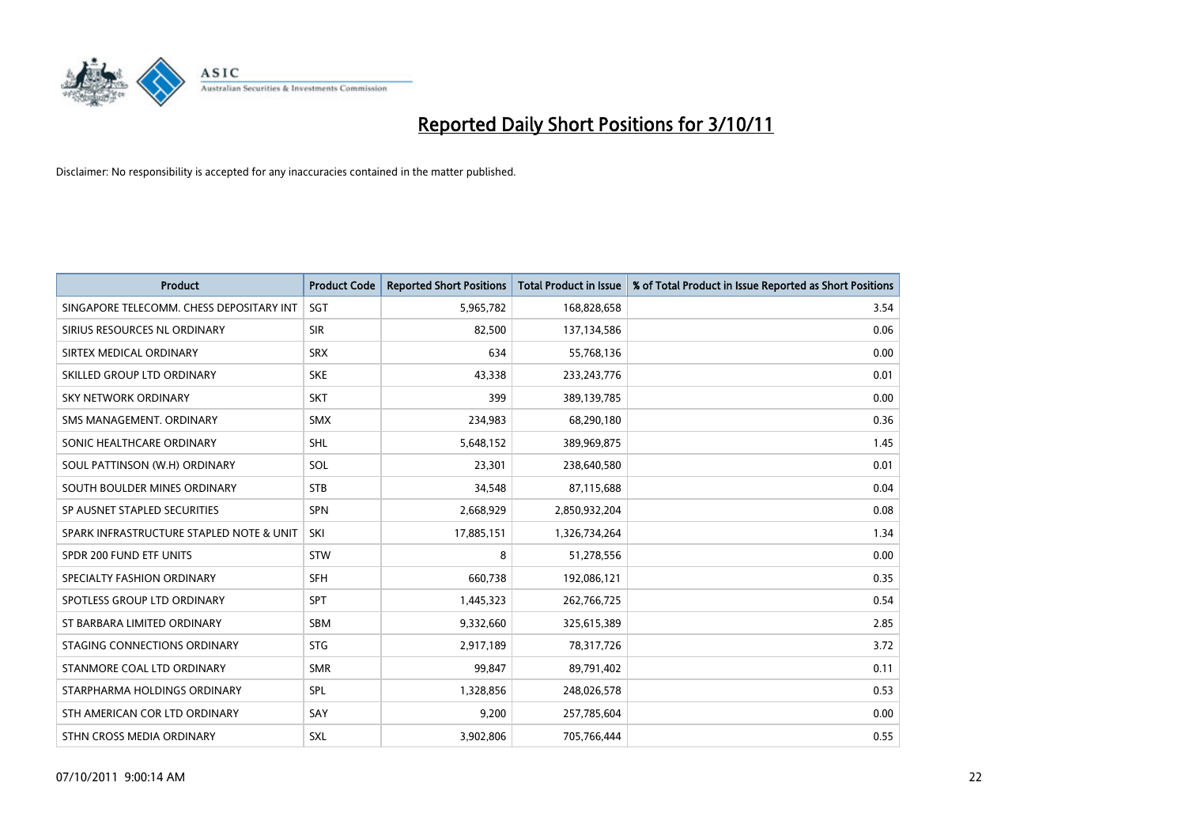# Reported Daily Short Positions for 3/10/11

Disclaimer: No responsibility is accepted for any inaccuracies contained in the matter published.

| Product | Product Code | Reported Short Positions | Total Product in Issue | % of Total Product in Issue Reported as Short Positions |
|---|---|---|---|---|
| SINGAPORE TELECOMM. CHESS DEPOSITARY INT | SGT | 5,965,782 | 168,828,658 | 3.54 |
| SIRIUS RESOURCES NL ORDINARY | SIR | 82,500 | 137,134,586 | 0.06 |
| SIRTEX MEDICAL ORDINARY | SRX | 634 | 55,768,136 | 0.00 |
| SKILLED GROUP LTD ORDINARY | SKE | 43,338 | 233,243,776 | 0.01 |
| SKY NETWORK ORDINARY | SKT | 399 | 389,139,785 | 0.00 |
| SMS MANAGEMENT. ORDINARY | SMX | 234,983 | 68,290,180 | 0.36 |
| SONIC HEALTHCARE ORDINARY | SHL | 5,648,152 | 389,969,875 | 1.45 |
| SOUL PATTINSON (W.H) ORDINARY | SOL | 23,301 | 238,640,580 | 0.01 |
| SOUTH BOULDER MINES ORDINARY | STB | 34,548 | 87,115,688 | 0.04 |
| SP AUSNET STAPLED SECURITIES | SPN | 2,668,929 | 2,850,932,204 | 0.08 |
| SPARK INFRASTRUCTURE STAPLED NOTE & UNIT | SKI | 17,885,151 | 1,326,734,264 | 1.34 |
| SPDR 200 FUND ETF UNITS | STW | 8 | 51,278,556 | 0.00 |
| SPECIALTY FASHION ORDINARY | SFH | 660,738 | 192,086,121 | 0.35 |
| SPOTLESS GROUP LTD ORDINARY | SPT | 1,445,323 | 262,766,725 | 0.54 |
| ST BARBARA LIMITED ORDINARY | SBM | 9,332,660 | 325,615,389 | 2.85 |
| STAGING CONNECTIONS ORDINARY | STG | 2,917,189 | 78,317,726 | 3.72 |
| STANMORE COAL LTD ORDINARY | SMR | 99,847 | 89,791,402 | 0.11 |
| STARPHARMA HOLDINGS ORDINARY | SPL | 1,328,856 | 248,026,578 | 0.53 |
| STH AMERICAN COR LTD ORDINARY | SAY | 9,200 | 257,785,604 | 0.00 |
| STHN CROSS MEDIA ORDINARY | SXL | 3,902,806 | 705,766,444 | 0.55 |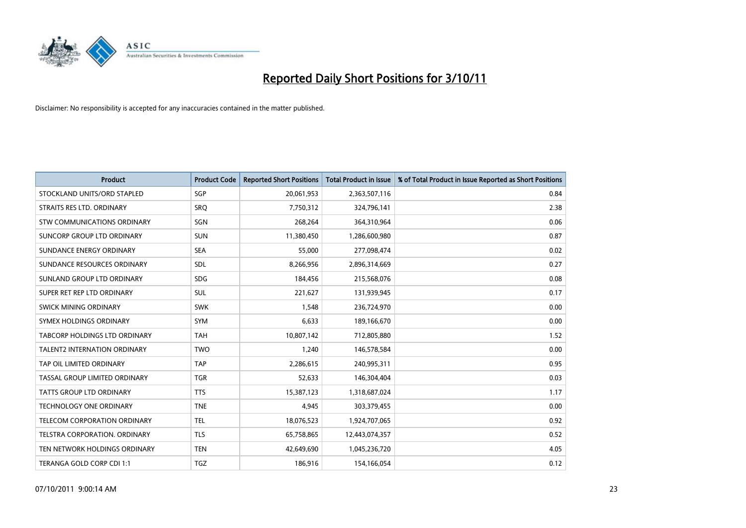# Reported Daily Short Positions for 3/10/11

Disclaimer: No responsibility is accepted for any inaccuracies contained in the matter published.

| Product | Product Code | Reported Short Positions | Total Product in Issue | % of Total Product in Issue Reported as Short Positions |
|---|---|---|---|---|
| STOCKLAND UNITS/ORD STAPLED | SGP | 20,061,953 | 2,363,507,116 | 0.84 |
| STRAITS RES LTD. ORDINARY | SRQ | 7,750,312 | 324,796,141 | 2.38 |
| STW COMMUNICATIONS ORDINARY | SGN | 268,264 | 364,310,964 | 0.06 |
| SUNCORP GROUP LTD ORDINARY | SUN | 11,380,450 | 1,286,600,980 | 0.87 |
| SUNDANCE ENERGY ORDINARY | SEA | 55,000 | 277,098,474 | 0.02 |
| SUNDANCE RESOURCES ORDINARY | SDL | 8,266,956 | 2,896,314,669 | 0.27 |
| SUNLAND GROUP LTD ORDINARY | SDG | 184,456 | 215,568,076 | 0.08 |
| SUPER RET REP LTD ORDINARY | SUL | 221,627 | 131,939,945 | 0.17 |
| SWICK MINING ORDINARY | SWK | 1,548 | 236,724,970 | 0.00 |
| SYMEX HOLDINGS ORDINARY | SYM | 6,633 | 189,166,670 | 0.00 |
| TABCORP HOLDINGS LTD ORDINARY | TAH | 10,807,142 | 712,805,880 | 1.52 |
| TALENT2 INTERNATION ORDINARY | TWO | 1,240 | 146,578,584 | 0.00 |
| TAP OIL LIMITED ORDINARY | TAP | 2,286,615 | 240,995,311 | 0.95 |
| TASSAL GROUP LIMITED ORDINARY | TGR | 52,633 | 146,304,404 | 0.03 |
| TATTS GROUP LTD ORDINARY | TTS | 15,387,123 | 1,318,687,024 | 1.17 |
| TECHNOLOGY ONE ORDINARY | TNE | 4,945 | 303,379,455 | 0.00 |
| TELECOM CORPORATION ORDINARY | TEL | 18,076,523 | 1,924,707,065 | 0.92 |
| TELSTRA CORPORATION. ORDINARY | TLS | 65,758,865 | 12,443,074,357 | 0.52 |
| TEN NETWORK HOLDINGS ORDINARY | TEN | 42,649,690 | 1,045,236,720 | 4.05 |
| TERANGA GOLD CORP CDI 1:1 | TGZ | 186,916 | 154,166,054 | 0.12 |

07/10/2011 9:00:14 AM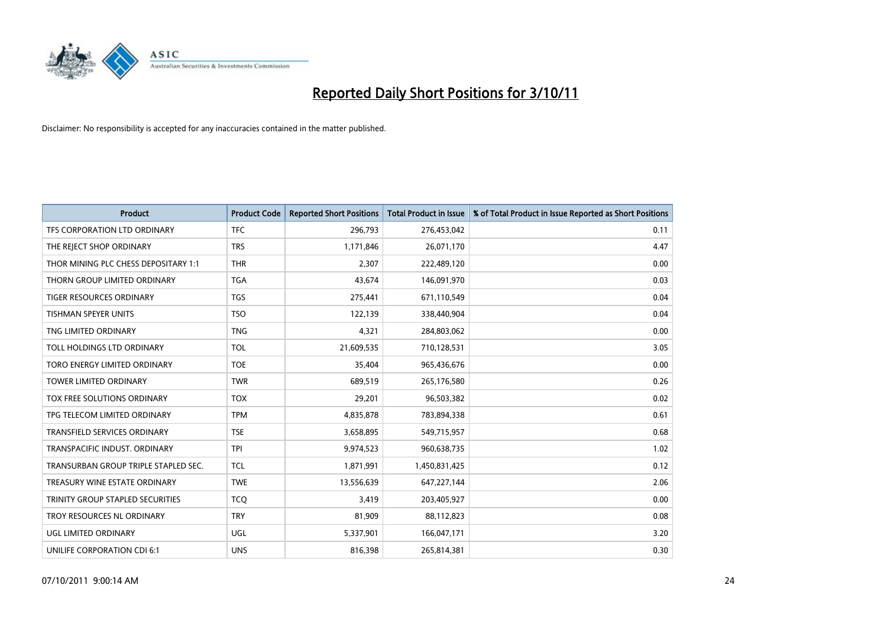# Reported Daily Short Positions for 3/10/11

Disclaimer: No responsibility is accepted for any inaccuracies contained in the matter published.

| Product | Product Code | Reported Short Positions | Total Product in Issue | % of Total Product in Issue Reported as Short Positions |
|---|---|---|---|---|
| TFS CORPORATION LTD ORDINARY | TFC | 296,793 | 276,453,042 | 0.11 |
| THE REJECT SHOP ORDINARY | TRS | 1,171,846 | 26,071,170 | 4.47 |
| THOR MINING PLC CHESS DEPOSITARY 1:1 | THR | 2,307 | 222,489,120 | 0.00 |
| THORN GROUP LIMITED ORDINARY | TGA | 43,674 | 146,091,970 | 0.03 |
| TIGER RESOURCES ORDINARY | TGS | 275,441 | 671,110,549 | 0.04 |
| TISHMAN SPEYER UNITS | TSO | 122,139 | 338,440,904 | 0.04 |
| TNG LIMITED ORDINARY | TNG | 4,321 | 284,803,062 | 0.00 |
| TOLL HOLDINGS LTD ORDINARY | TOL | 21,609,535 | 710,128,531 | 3.05 |
| TORO ENERGY LIMITED ORDINARY | TOE | 35,404 | 965,436,676 | 0.00 |
| TOWER LIMITED ORDINARY | TWR | 689,519 | 265,176,580 | 0.26 |
| TOX FREE SOLUTIONS ORDINARY | TOX | 29,201 | 96,503,382 | 0.02 |
| TPG TELECOM LIMITED ORDINARY | TPM | 4,835,878 | 783,894,338 | 0.61 |
| TRANSFIELD SERVICES ORDINARY | TSE | 3,658,895 | 549,715,957 | 0.68 |
| TRANSPACIFIC INDUST. ORDINARY | TPI | 9,974,523 | 960,638,735 | 1.02 |
| TRANSURBAN GROUP TRIPLE STAPLED SEC. | TCL | 1,871,991 | 1,450,831,425 | 0.12 |
| TREASURY WINE ESTATE ORDINARY | TWE | 13,556,639 | 647,227,144 | 2.06 |
| TRINITY GROUP STAPLED SECURITIES | TCQ | 3,419 | 203,405,927 | 0.00 |
| TROY RESOURCES NL ORDINARY | TRY | 81,909 | 88,112,823 | 0.08 |
| UGL LIMITED ORDINARY | UGL | 5,337,901 | 166,047,171 | 3.20 |
| UNILIFE CORPORATION CDI 6:1 | UNS | 816,398 | 265,814,381 | 0.30 |

07/10/2011 9:00:14 AM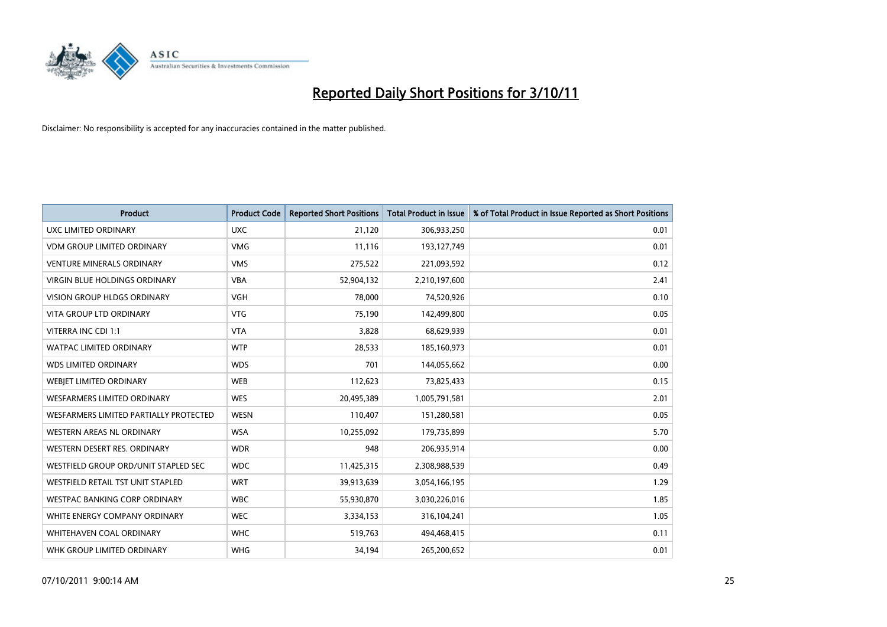# Reported Daily Short Positions for 3/10/11

Disclaimer: No responsibility is accepted for any inaccuracies contained in the matter published.

| Product | Product Code | Reported Short Positions | Total Product in Issue | % of Total Product in Issue Reported as Short Positions |
| --- | --- | --- | --- | --- |
| UXC LIMITED ORDINARY | UXC | 21,120 | 306,933,250 | 0.01 |
| VDM GROUP LIMITED ORDINARY | VMG | 11,116 | 193,127,749 | 0.01 |
| VENTURE MINERALS ORDINARY | VMS | 275,522 | 221,093,592 | 0.12 |
| VIRGIN BLUE HOLDINGS ORDINARY | VBA | 52,904,132 | 2,210,197,600 | 2.41 |
| VISION GROUP HLDGS ORDINARY | VGH | 78,000 | 74,520,926 | 0.10 |
| VITA GROUP LTD ORDINARY | VTG | 75,190 | 142,499,800 | 0.05 |
| VITERRA INC CDI 1:1 | VTA | 3,828 | 68,629,939 | 0.01 |
| WATPAC LIMITED ORDINARY | WTP | 28,533 | 185,160,973 | 0.01 |
| WDS LIMITED ORDINARY | WDS | 701 | 144,055,662 | 0.00 |
| WEBJET LIMITED ORDINARY | WEB | 112,623 | 73,825,433 | 0.15 |
| WESFARMERS LIMITED ORDINARY | WES | 20,495,389 | 1,005,791,581 | 2.01 |
| WESFARMERS LIMITED PARTIALLY PROTECTED | WESN | 110,407 | 151,280,581 | 0.05 |
| WESTERN AREAS NL ORDINARY | WSA | 10,255,092 | 179,735,899 | 5.70 |
| WESTERN DESERT RES. ORDINARY | WDR | 948 | 206,935,914 | 0.00 |
| WESTFIELD GROUP ORD/UNIT STAPLED SEC | WDC | 11,425,315 | 2,308,988,539 | 0.49 |
| WESTFIELD RETAIL TST UNIT STAPLED | WRT | 39,913,639 | 3,054,166,195 | 1.29 |
| WESTPAC BANKING CORP ORDINARY | WBC | 55,930,870 | 3,030,226,016 | 1.85 |
| WHITE ENERGY COMPANY ORDINARY | WEC | 3,334,153 | 316,104,241 | 1.05 |
| WHITEHAVEN COAL ORDINARY | WHC | 519,763 | 494,468,415 | 0.11 |
| WHK GROUP LIMITED ORDINARY | WHG | 34,194 | 265,200,652 | 0.01 |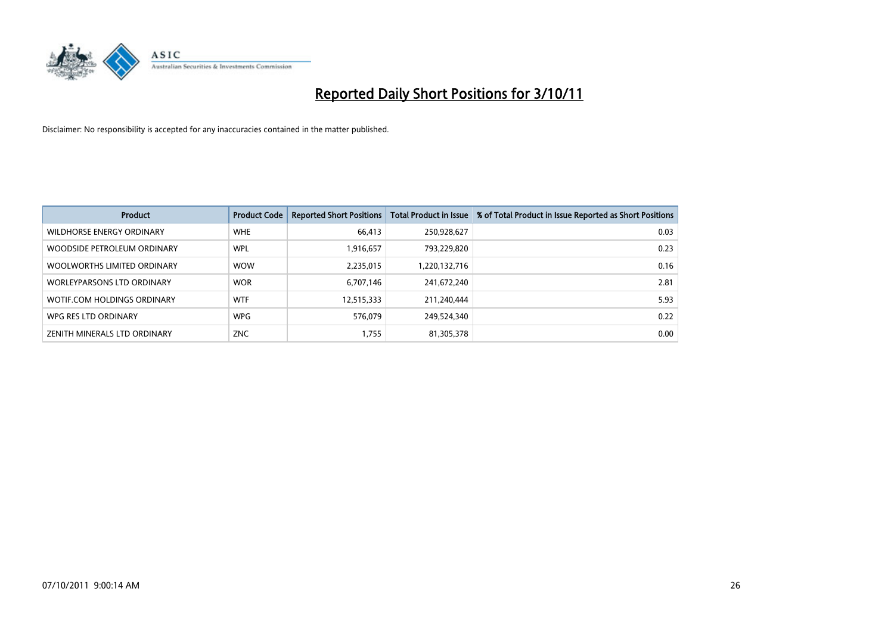# Reported Daily Short Positions for 3/10/11

Disclaimer: No responsibility is accepted for any inaccuracies contained in the matter published.

| Product | Product Code | Reported Short Positions | Total Product in Issue | % of Total Product in Issue Reported as Short Positions |
|---|---|---|---|---|
| WILDHORSE ENERGY ORDINARY | WHE | 66,413 | 250,928,627 | 0.03 |
| WOODSIDE PETROLEUM ORDINARY | WPL | 1,916,657 | 793,229,820 | 0.23 |
| WOOLWORTHS LIMITED ORDINARY | WOW | 2,235,015 | 1,220,132,716 | 0.16 |
| WORLEYPARSONS LTD ORDINARY | WOR | 6,707,146 | 241,672,240 | 2.81 |
| WOTIF.COM HOLDINGS ORDINARY | WTF | 12,515,333 | 211,240,444 | 5.93 |
| WPG RES LTD ORDINARY | WPG | 576,079 | 249,524,340 | 0.22 |
| ZENITH MINERALS LTD ORDINARY | ZNC | 1,755 | 81,305,378 | 0.00 |